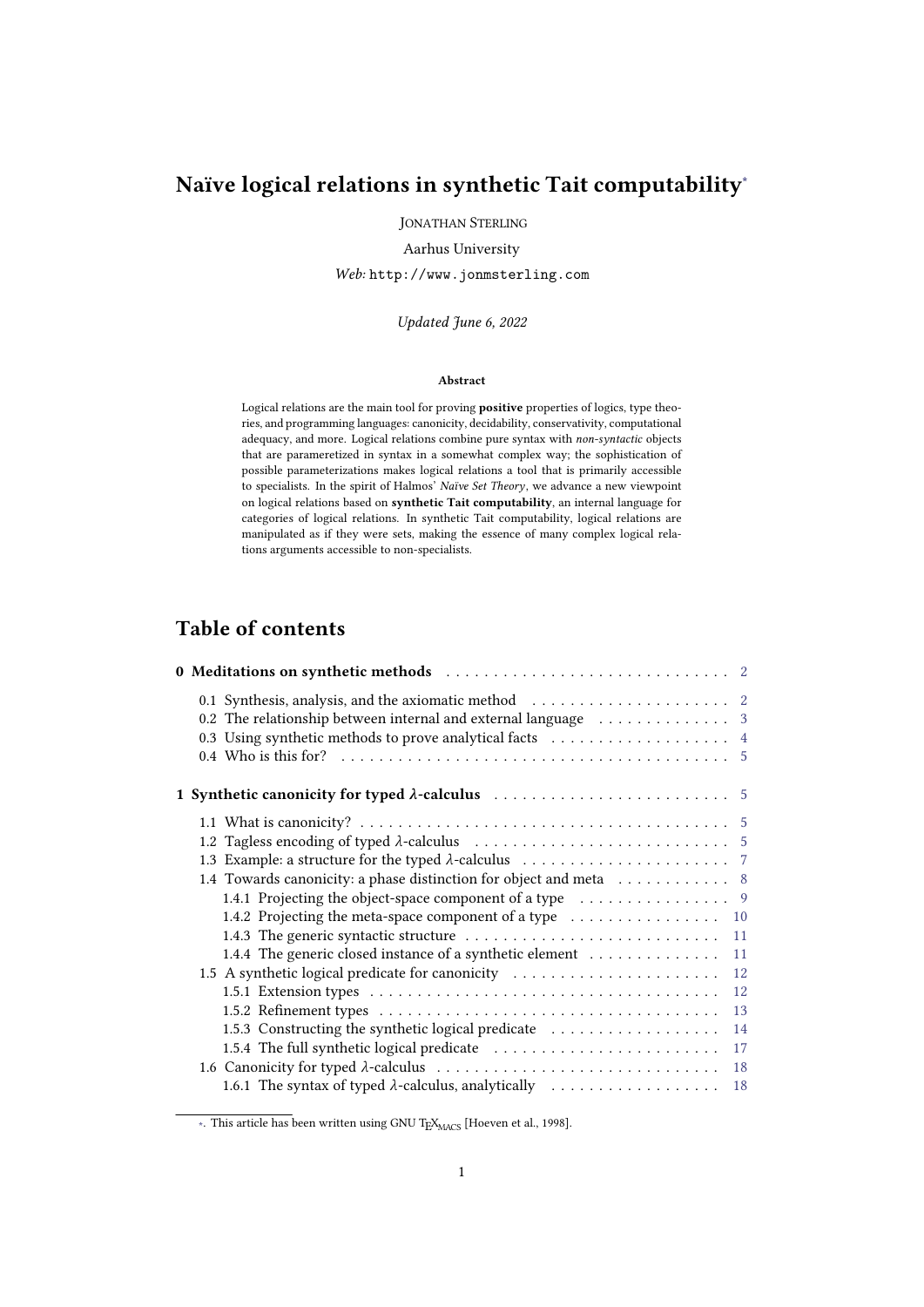# Naïve logical relations in synthetic Tait computability[*]

JONATHAN STERLING

Aarhus University

*Web:* http://www.jonmsterling.com

*Updated June 6, 2022*

**Abstract**

Logical relations are the main tool for proving **positive** properties of logics, type theories, and programming languages: canonicity, decidability, conservativity, computational adequacy, and more. Logical relations combine pure syntax with *non-syntactic* objects that are parameretized in syntax in a somewhat complex way; the sophistication of possible parameterizations makes logical relations a tool that is primarily accessible to specialists. In the spirit of Halmos' *Naïve Set Theory*, we advance a new viewpoint on logical relations based on **synthetic Tait computability**, an internal language for categories of logical relations. In synthetic Tait computability, logical relations are manipulated as if they were sets, making the essence of many complex logical relations arguments accessible to non-specialists.

## Table of contents

**0 Meditations on synthetic methods** . . . . . . . . . . 2

- 0.1 Synthesis, analysis, and the axiomatic method . . . . . . . . . . 2
- 0.2 The relationship between internal and external language . . . . . . . . . . 3
- 0.3 Using synthetic methods to prove analytical facts . . . . . . . . . . 4
- 0.4 Who is this for? . . . . . . . . . . 5

**1 Synthetic canonicity for typed $\lambda$-calculus** . . . . . . . . . . 5

- 1.1 What is canonicity? . . . . . . . . . . 5
- 1.2 Tagless encoding of typed $\lambda$-calculus . . . . . . . . . . 5
- 1.3 Example: a structure for the typed $\lambda$-calculus . . . . . . . . . . 7
- 1.4 Towards canonicity: a phase distinction for object and meta . . . . . . . . . . 8
  - 1.4.1 Projecting the object-space component of a type . . . . . . . . . . 9
  - 1.4.2 Projecting the meta-space component of a type . . . . . . . . . . 10
  - 1.4.3 The generic syntactic structure . . . . . . . . . . 11
  - 1.4.4 The generic closed instance of a synthetic element . . . . . . . . . . 11
- 1.5 A synthetic logical predicate for canonicity . . . . . . . . . . 12
  - 1.5.1 Extension types . . . . . . . . . . 12
  - 1.5.2 Refinement types . . . . . . . . . . 13
  - 1.5.3 Constructing the synthetic logical predicate . . . . . . . . . . 14
  - 1.5.4 The full synthetic logical predicate . . . . . . . . . . 17
- 1.6 Canonicity for typed $\lambda$-calculus . . . . . . . . . . 18
  - 1.6.1 The syntax of typed $\lambda$-calculus, analytically . . . . . . . . . . 18

[*]. This article has been written using GNU $\text{T}_\text{E}\text{X}_\text{MACS}$ [Hoeven et al., 1998].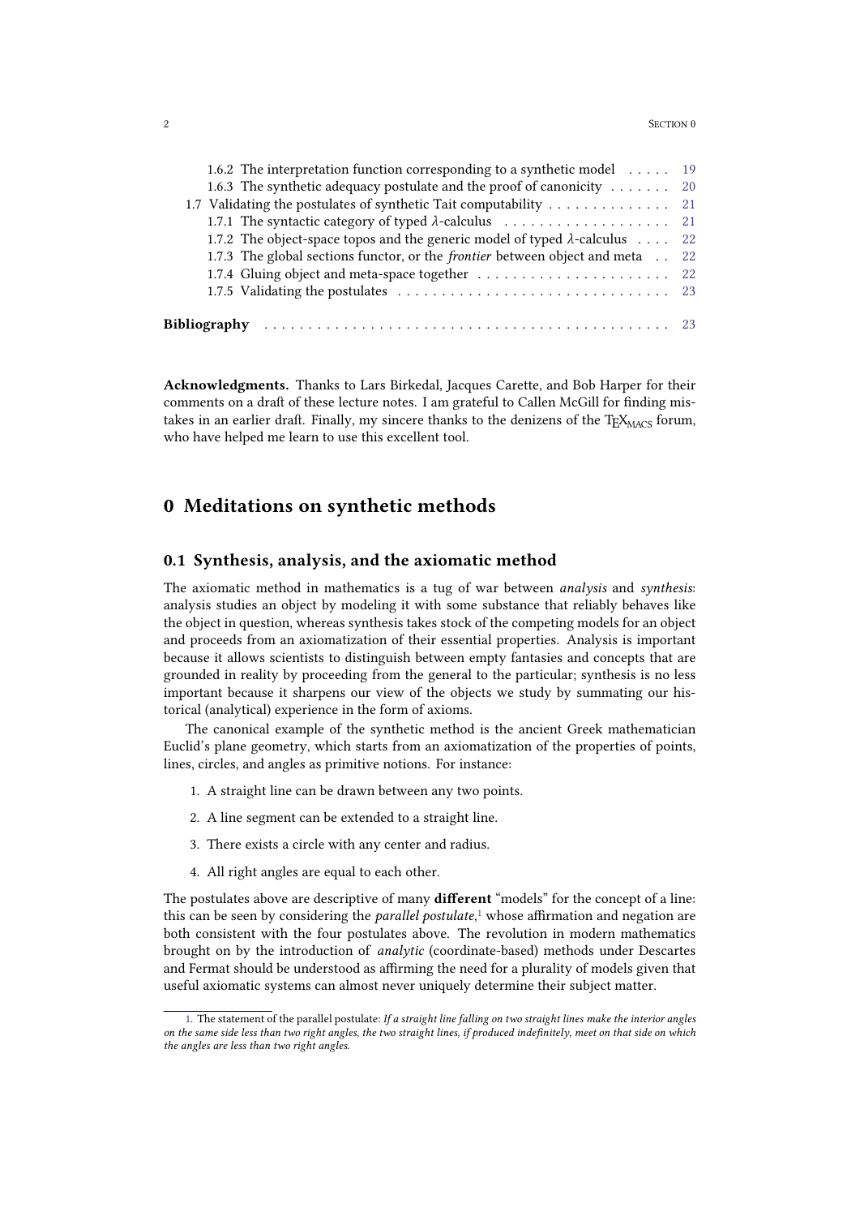1.6.2 The interpretation function corresponding to a synthetic model . . . . . 19
1.6.3 The synthetic adequacy postulate and the proof of canonicity . . . . . . . 20
1.7 Validating the postulates of synthetic Tait computability . . . . . . . . . . . . . . 21
1.7.1 The syntactic category of typed $\lambda$-calculus . . . . . . . . . . . . . . . . . . . 21
1.7.2 The object-space topos and the generic model of typed $\lambda$-calculus . . . . 22
1.7.3 The global sections functor, or the *frontier* between object and meta . . 22
1.7.4 Gluing object and meta-space together . . . . . . . . . . . . . . . . . . . . . . 22
1.7.5 Validating the postulates . . . . . . . . . . . . . . . . . . . . . . . . . . . . . . . 23

**Bibliography** . . . . . . . . . . . . . . . . . . . . . . . . . . . . . . . . . . . . . . . . . . . . 23

**Acknowledgments.** Thanks to Lars Birkedal, Jacques Carette, and Bob Harper for their comments on a draft of these lecture notes. I am grateful to Callen McGill for finding mistakes in an earlier draft. Finally, my sincere thanks to the denizens of the $\text{T}_\text{E}\text{X}_\text{MACS}$ forum, who have helped me learn to use this excellent tool.

# 0 Meditations on synthetic methods

## 0.1 Synthesis, analysis, and the axiomatic method

The axiomatic method in mathematics is a tug of war between *analysis* and *synthesis*: analysis studies an object by modeling it with some substance that reliably behaves like the object in question, whereas synthesis takes stock of the competing models for an object and proceeds from an axiomatization of their essential properties. Analysis is important because it allows scientists to distinguish between empty fantasies and concepts that are grounded in reality by proceeding from the general to the particular; synthesis is no less important because it sharpens our view of the objects we study by summating our historical (analytical) experience in the form of axioms.

The canonical example of the synthetic method is the ancient Greek mathematician Euclid's plane geometry, which starts from an axiomatization of the properties of points, lines, circles, and angles as primitive notions. For instance:

1. A straight line can be drawn between any two points.
2. A line segment can be extended to a straight line.
3. There exists a circle with any center and radius.
4. All right angles are equal to each other.

The postulates above are descriptive of many **different** "models" for the concept of a line: this can be seen by considering the *parallel postulate*,[1] whose affirmation and negation are both consistent with the four postulates above. The revolution in modern mathematics brought on by the introduction of *analytic* (coordinate-based) methods under Descartes and Fermat should be understood as affirming the need for a plurality of models given that useful axiomatic systems can almost never uniquely determine their subject matter.

[1]. The statement of the parallel postulate: *If a straight line falling on two straight lines make the interior angles on the same side less than two right angles, the two straight lines, if produced indefinitely, meet on that side on which the angles are less than two right angles.*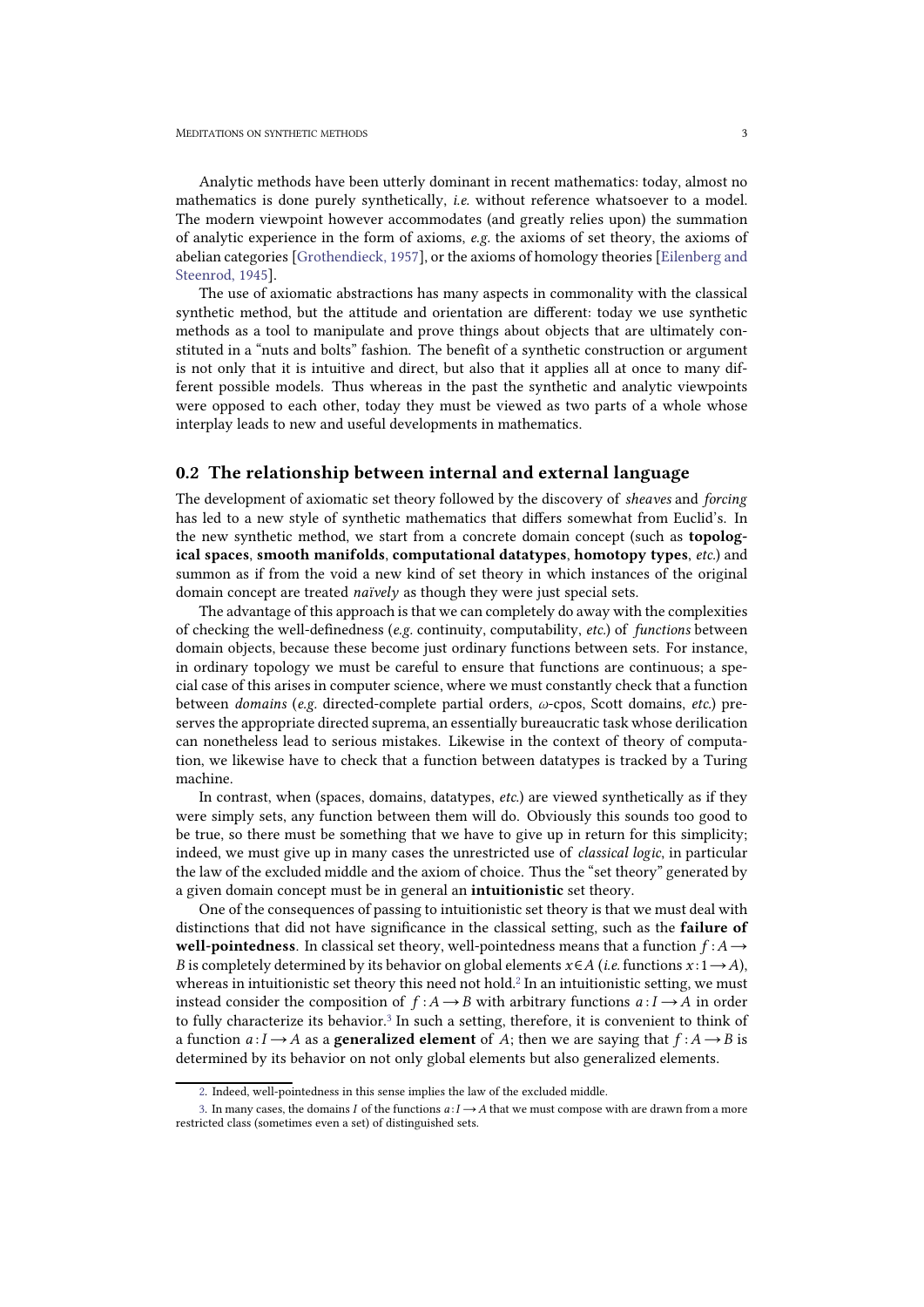Analytic methods have been utterly dominant in recent mathematics: today, almost no mathematics is done purely synthetically, *i.e.* without reference whatsoever to a model. The modern viewpoint however accommodates (and greatly relies upon) the summation of analytic experience in the form of axioms, *e.g.* the axioms of set theory, the axioms of abelian categories [Grothendieck, 1957], or the axioms of homology theories [Eilenberg and Steenrod, 1945].

The use of axiomatic abstractions has many aspects in commonality with the classical synthetic method, but the attitude and orientation are different: today we use synthetic methods as a tool to manipulate and prove things about objects that are ultimately constituted in a "nuts and bolts" fashion. The benefit of a synthetic construction or argument is not only that it is intuitive and direct, but also that it applies all at once to many different possible models. Thus whereas in the past the synthetic and analytic viewpoints were opposed to each other, today they must be viewed as two parts of a whole whose interplay leads to new and useful developments in mathematics.

## 0.2 The relationship between internal and external language

The development of axiomatic set theory followed by the discovery of *sheaves* and *forcing* has led to a new style of synthetic mathematics that differs somewhat from Euclid's. In the new synthetic method, we start from a concrete domain concept (such as **topological spaces**, **smooth manifolds**, **computational datatypes**, **homotopy types**, *etc.*) and summon as if from the void a new kind of set theory in which instances of the original domain concept are treated *naïvely* as though they were just special sets.

The advantage of this approach is that we can completely do away with the complexities of checking the well-definedness (*e.g.* continuity, computability, *etc.*) of *functions* between domain objects, because these become just ordinary functions between sets. For instance, in ordinary topology we must be careful to ensure that functions are continuous; a special case of this arises in computer science, where we must constantly check that a function between *domains* (*e.g.* directed-complete partial orders, $\omega$-cpos, Scott domains, *etc.*) preserves the appropriate directed suprema, an essentially bureaucratic task whose derilication can nonetheless lead to serious mistakes. Likewise in the context of theory of computation, we likewise have to check that a function between datatypes is tracked by a Turing machine.

In contrast, when (spaces, domains, datatypes, *etc.*) are viewed synthetically as if they were simply sets, any function between them will do. Obviously this sounds too good to be true, so there must be something that we have to give up in return for this simplicity; indeed, we must give up in many cases the unrestricted use of *classical logic*, in particular the law of the excluded middle and the axiom of choice. Thus the "set theory" generated by a given domain concept must be in general an **intuitionistic** set theory.

One of the consequences of passing to intuitionistic set theory is that we must deal with distinctions that did not have significance in the classical setting, such as the **failure of well-pointedness**. In classical set theory, well-pointedness means that a function $f : A \to B$ is completely determined by its behavior on global elements $x \in A$ (*i.e.* functions $x : 1 \to A$), whereas in intuitionistic set theory this need not hold.[2] In an intuitionistic setting, we must instead consider the composition of $f : A \to B$ with arbitrary functions $a : I \to A$ in order to fully characterize its behavior.[3] In such a setting, therefore, it is convenient to think of a function $a : I \to A$ as a **generalized element** of $A$; then we are saying that $f : A \to B$ is determined by its behavior on not only global elements but also generalized elements.

2. Indeed, well-pointedness in this sense implies the law of the excluded middle.

3. In many cases, the domains $I$ of the functions $a : I \to A$ that we must compose with are drawn from a more restricted class (sometimes even a set) of distinguished sets.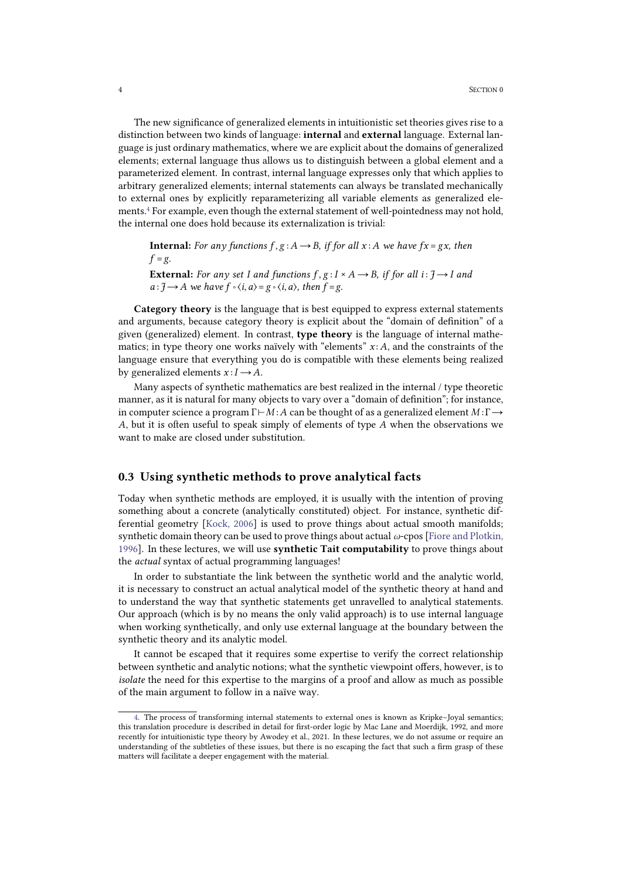The new significance of generalized elements in intuitionistic set theories gives rise to a distinction between two kinds of language: **internal** and **external** language. External language is just ordinary mathematics, where we are explicit about the domains of generalized elements; external language thus allows us to distinguish between a global element and a parameterized element. In contrast, internal language expresses only that which applies to arbitrary generalized elements; internal statements can always be translated mechanically to external ones by explicitly reparameterizing all variable elements as generalized elements.[4] For example, even though the external statement of well-pointedness may not hold, the internal one does hold because its externalization is trivial:

> **Internal:** *For any functions $f, g : A \longrightarrow B$, if for all $x : A$ we have $fx = gx$, then $f = g$.*
>
> **External:** *For any set $I$ and functions $f, g : I \times A \longrightarrow B$, if for all $i : \mathcal{J} \longrightarrow I$ and $a : \mathcal{J} \longrightarrow A$ we have $f \circ \langle i, a \rangle = g \circ \langle i, a \rangle$, then $f = g$.*

**Category theory** is the language that is best equipped to express external statements and arguments, because category theory is explicit about the "domain of definition" of a given (generalized) element. In contrast, **type theory** is the language of internal mathematics; in type theory one works naïvely with "elements" $x : A$, and the constraints of the language ensure that everything you do is compatible with these elements being realized by generalized elements $x : I \longrightarrow A$.

Many aspects of synthetic mathematics are best realized in the internal / type theoretic manner, as it is natural for many objects to vary over a "domain of definition"; for instance, in computer science a program $\Gamma \vdash M : A$ can be thought of as a generalized element $M : \Gamma \longrightarrow A$, but it is often useful to speak simply of elements of type $A$ when the observations we want to make are closed under substitution.

## 0.3 Using synthetic methods to prove analytical facts

Today when synthetic methods are employed, it is usually with the intention of proving something about a concrete (analytically constituted) object. For instance, synthetic differential geometry [Kock, 2006] is used to prove things about actual smooth manifolds; synthetic domain theory can be used to prove things about actual $\omega$-cpos [Fiore and Plotkin, 1996]. In these lectures, we will use **synthetic Tait computability** to prove things about the *actual* syntax of actual programming languages!

In order to substantiate the link between the synthetic world and the analytic world, it is necessary to construct an actual analytical model of the synthetic theory at hand and to understand the way that synthetic statements get unravelled to analytical statements. Our approach (which is by no means the only valid approach) is to use internal language when working synthetically, and only use external language at the boundary between the synthetic theory and its analytic model.

It cannot be escaped that it requires some expertise to verify the correct relationship between synthetic and analytic notions; what the synthetic viewpoint offers, however, is to *isolate* the need for this expertise to the margins of a proof and allow as much as possible of the main argument to follow in a naïve way.

---

4. The process of transforming internal statements to external ones is known as Kripke–Joyal semantics; this translation procedure is described in detail for first-order logic by Mac Lane and Moerdijk, 1992, and more recently for intuitionistic type theory by Awodey et al., 2021. In these lectures, we do not assume or require an understanding of the subtleties of these issues, but there is no escaping the fact that such a firm grasp of these matters will facilitate a deeper engagement with the material.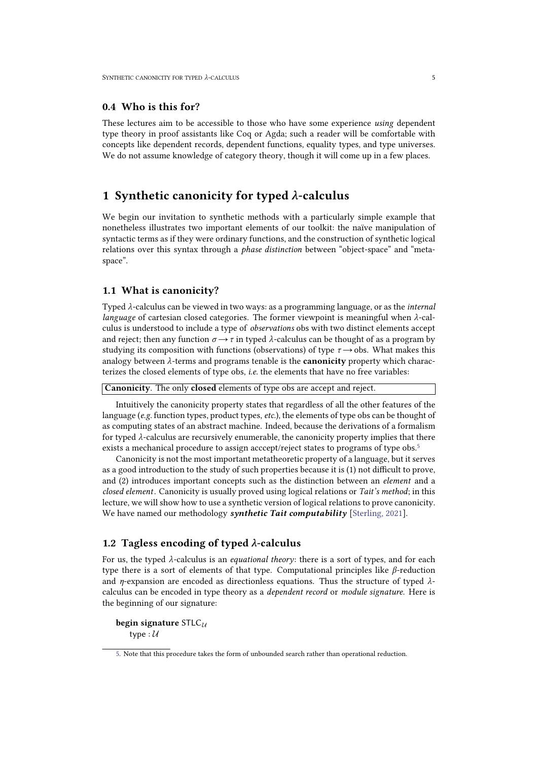### 0.4 Who is this for?

These lectures aim to be accessible to those who have some experience *using* dependent type theory in proof assistants like Coq or Agda; such a reader will be comfortable with concepts like dependent records, dependent functions, equality types, and type universes. We do not assume knowledge of category theory, though it will come up in a few places.

## 1 Synthetic canonicity for typed $\lambda$-calculus

We begin our invitation to synthetic methods with a particularly simple example that nonetheless illustrates two important elements of our toolkit: the naïve manipulation of syntactic terms as if they were ordinary functions, and the construction of synthetic logical relations over this syntax through a *phase distinction* between "object-space" and "meta-space".

### 1.1 What is canonicity?

Typed $\lambda$-calculus can be viewed in two ways: as a programming language, or as the *internal language* of cartesian closed categories. The former viewpoint is meaningful when $\lambda$-calculus is understood to include a type of *observations* obs with two distinct elements accept and reject; then any function $\sigma \to \tau$ in typed $\lambda$-calculus can be thought of as a program by studying its composition with functions (observations) of type $\tau \to \text{obs}$. What makes this analogy between $\lambda$-terms and programs tenable is the **canonicity** property which characterizes the closed elements of type obs, *i.e.* the elements that have no free variables:

**Canonicity**. The only **closed** elements of type obs are accept and reject.

Intuitively the canonicity property states that regardless of all the other features of the language (*e.g.* function types, product types, *etc.*), the elements of type obs can be thought of as computing states of an abstract machine. Indeed, because the derivations of a formalism for typed $\lambda$-calculus are recursively enumerable, the canonicity property implies that there exists a mechanical procedure to assign acccept/reject states to programs of type obs.[5]

Canonicity is not the most important metatheoretic property of a language, but it serves as a good introduction to the study of such properties because it is (1) not difficult to prove, and (2) introduces important concepts such as the distinction between an *element* and a *closed element*. Canonicity is usually proved using logical relations or *Tait's method*; in this lecture, we will show how to use a synthetic version of logical relations to prove canonicity. We have named our methodology ***synthetic Tait computability*** [Sterling, 2021].

### 1.2 Tagless encoding of typed $\lambda$-calculus

For us, the typed $\lambda$-calculus is an *equational theory*: there is a sort of types, and for each type there is a sort of elements of that type. Computational principles like $\beta$-reduction and $\eta$-expansion are encoded as directionless equations. Thus the structure of typed $\lambda$-calculus can be encoded in type theory as a *dependent record* or *module signature*. Here is the beginning of our signature:

**begin signature** $\mathsf{STLC}_{\mathcal{U}}$
  $\mathsf{type} : \mathcal{U}$

5. Note that this procedure takes the form of unbounded search rather than operational reduction.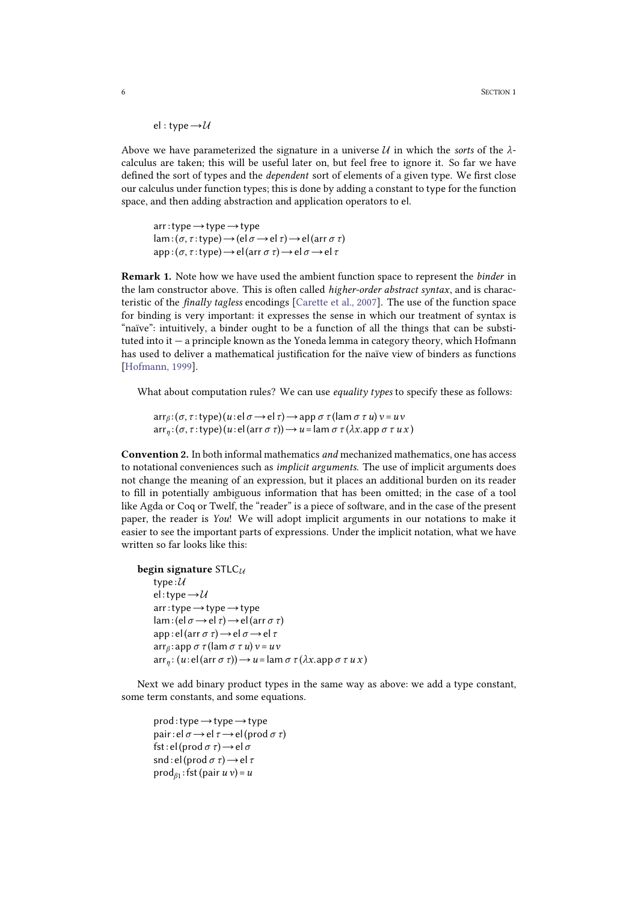$$\mathsf{el} : \mathsf{type} \rightarrow \mathcal{U}$$

Above we have parameterized the signature in a universe $\mathcal{U}$ in which the *sorts* of the $\lambda$-calculus are taken; this will be useful later on, but feel free to ignore it. So far we have defined the sort of types and the *dependent* sort of elements of a given type. We first close our calculus under function types; this is done by adding a constant to type for the function space, and then adding abstraction and application operators to el.

$$\begin{aligned}
&\mathsf{arr} : \mathsf{type} \rightarrow \mathsf{type} \rightarrow \mathsf{type}\\
&\mathsf{lam} : (\sigma, \tau : \mathsf{type}) \rightarrow (\mathsf{el}\,\sigma \rightarrow \mathsf{el}\,\tau) \rightarrow \mathsf{el}\,(\mathsf{arr}\,\sigma\,\tau)\\
&\mathsf{app} : (\sigma, \tau : \mathsf{type}) \rightarrow \mathsf{el}\,(\mathsf{arr}\,\sigma\,\tau) \rightarrow \mathsf{el}\,\sigma \rightarrow \mathsf{el}\,\tau
\end{aligned}$$

**Remark 1.** Note how we have used the ambient function space to represent the *binder* in the lam constructor above. This is often called *higher-order abstract syntax*, and is characteristic of the *finally tagless* encodings [Carette et al., 2007]. The use of the function space for binding is very important: it expresses the sense in which our treatment of syntax is "naïve": intuitively, a binder ought to be a function of all the things that can be substituted into it — a principle known as the Yoneda lemma in category theory, which Hofmann has used to deliver a mathematical justification for the naïve view of binders as functions [Hofmann, 1999].

What about computation rules? We can use *equality types* to specify these as follows:

$$\begin{aligned}
&\mathsf{arr}_\beta : (\sigma, \tau : \mathsf{type})\,(u : \mathsf{el}\,\sigma \rightarrow \mathsf{el}\,\tau) \rightarrow \mathsf{app}\;\sigma\;\tau\,(\mathsf{lam}\;\sigma\;\tau\;u)\;v = u\,v\\
&\mathsf{arr}_\eta : (\sigma, \tau : \mathsf{type})\,(u : \mathsf{el}\,(\mathsf{arr}\;\sigma\;\tau)) \rightarrow u = \mathsf{lam}\;\sigma\;\tau\,(\lambda x.\mathsf{app}\;\sigma\;\tau\;u\;x)
\end{aligned}$$

**Convention 2.** In both informal mathematics *and* mechanized mathematics, one has access to notational conveniences such as *implicit arguments*. The use of implicit arguments does not change the meaning of an expression, but it places an additional burden on its reader to fill in potentially ambiguous information that has been omitted; in the case of a tool like Agda or Coq or Twelf, the "reader" is a piece of software, and in the case of the present paper, the reader is *You*! We will adopt implicit arguments in our notations to make it easier to see the important parts of expressions. Under the implicit notation, what we have written so far looks like this:

**begin signature** $\mathsf{STLC}_{\mathcal{U}}$

$$\begin{aligned}
&\mathsf{type} : \mathcal{U}\\
&\mathsf{el} : \mathsf{type} \rightarrow \mathcal{U}\\
&\mathsf{arr} : \mathsf{type} \rightarrow \mathsf{type} \rightarrow \mathsf{type}\\
&\mathsf{lam} : (\mathsf{el}\,\sigma \rightarrow \mathsf{el}\,\tau) \rightarrow \mathsf{el}\,(\mathsf{arr}\,\sigma\,\tau)\\
&\mathsf{app} : \mathsf{el}\,(\mathsf{arr}\,\sigma\,\tau) \rightarrow \mathsf{el}\,\sigma \rightarrow \mathsf{el}\,\tau\\
&\mathsf{arr}_\beta : \mathsf{app}\;\sigma\;\tau\,(\mathsf{lam}\;\sigma\;\tau\;u)\;v = u\,v\\
&\mathsf{arr}_\eta : (u : \mathsf{el}\,(\mathsf{arr}\;\sigma\;\tau)) \rightarrow u = \mathsf{lam}\;\sigma\;\tau\,(\lambda x.\mathsf{app}\;\sigma\;\tau\;u\;x)
\end{aligned}$$

Next we add binary product types in the same way as above: we add a type constant, some term constants, and some equations.

$$\begin{aligned}
&\mathsf{prod} : \mathsf{type} \rightarrow \mathsf{type} \rightarrow \mathsf{type}\\
&\mathsf{pair} : \mathsf{el}\,\sigma \rightarrow \mathsf{el}\,\tau \rightarrow \mathsf{el}\,(\mathsf{prod}\,\sigma\,\tau)\\
&\mathsf{fst} : \mathsf{el}\,(\mathsf{prod}\,\sigma\,\tau) \rightarrow \mathsf{el}\,\sigma\\
&\mathsf{snd} : \mathsf{el}\,(\mathsf{prod}\,\sigma\,\tau) \rightarrow \mathsf{el}\,\tau\\
&\mathsf{prod}_{\beta 1} : \mathsf{fst}\,(\mathsf{pair}\;u\;v) = u
\end{aligned}$$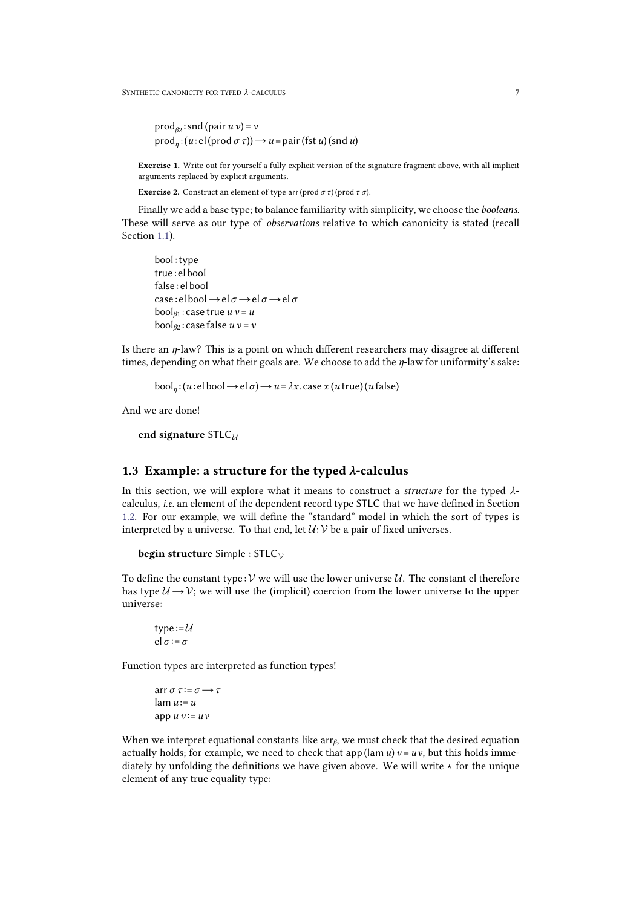$$\mathsf{prod}_{\beta 2} : \mathsf{snd}\,(\mathsf{pair}\;u\;v) = v$$
$$\mathsf{prod}_{\eta} : (u : \mathsf{el}\,(\mathsf{prod}\;\sigma\;\tau)) \longrightarrow u = \mathsf{pair}\,(\mathsf{fst}\;u)\,(\mathsf{snd}\;u)$$

**Exercise 1.** Write out for yourself a fully explicit version of the signature fragment above, with all implicit arguments replaced by explicit arguments.

**Exercise 2.** Construct an element of type $\mathsf{arr}\,(\mathsf{prod}\;\sigma\;\tau)\,(\mathsf{prod}\;\tau\;\sigma)$.

Finally we add a base type; to balance familiarity with simplicity, we choose the *booleans*. These will serve as our type of *observations* relative to which canonicity is stated (recall Section 1.1).

$$\mathsf{bool} : \mathsf{type}$$
$$\mathsf{true} : \mathsf{el}\;\mathsf{bool}$$
$$\mathsf{false} : \mathsf{el}\;\mathsf{bool}$$
$$\mathsf{case} : \mathsf{el}\;\mathsf{bool} \longrightarrow \mathsf{el}\;\sigma \longrightarrow \mathsf{el}\;\sigma \longrightarrow \mathsf{el}\;\sigma$$
$$\mathsf{bool}_{\beta 1} : \mathsf{case}\;\mathsf{true}\;u\;v = u$$
$$\mathsf{bool}_{\beta 2} : \mathsf{case}\;\mathsf{false}\;u\;v = v$$

Is there an $\eta$-law? This is a point on which different researchers may disagree at different times, depending on what their goals are. We choose to add the $\eta$-law for uniformity's sake:

$$\mathsf{bool}_{\eta} : (u : \mathsf{el}\;\mathsf{bool} \longrightarrow \mathsf{el}\;\sigma) \longrightarrow u = \lambda x.\, \mathsf{case}\;x\,(u\;\mathsf{true})\,(u\;\mathsf{false})$$

And we are done!

**end signature** $\mathsf{STLC}_{\mathcal{U}}$

## 1.3 Example: a structure for the typed $\lambda$-calculus

In this section, we will explore what it means to construct a *structure* for the typed $\lambda$-calculus, *i.e.* an element of the dependent record type STLC that we have defined in Section 1.2. For our example, we will define the "standard" model in which the sort of types is interpreted by a universe. To that end, let $\mathcal{U} : \mathcal{V}$ be a pair of fixed universes.

**begin structure** Simple : $\mathsf{STLC}_{\mathcal{V}}$

To define the constant $\mathsf{type} : \mathcal{V}$ we will use the lower universe $\mathcal{U}$. The constant el therefore has type $\mathcal{U} \longrightarrow \mathcal{V}$; we will use the (implicit) coercion from the lower universe to the upper universe:

$$\mathsf{type} := \mathcal{U}$$
$$\mathsf{el}\;\sigma := \sigma$$

Function types are interpreted as function types!

$$\mathsf{arr}\;\sigma\;\tau := \sigma \longrightarrow \tau$$
$$\mathsf{lam}\;u := u$$
$$\mathsf{app}\;u\;v := u\,v$$

When we interpret equational constants like $\mathsf{arr}_{\beta}$, we must check that the desired equation actually holds; for example, we need to check that $\mathsf{app}\,(\mathsf{lam}\;u)\;v = u\,v$, but this holds immediately by unfolding the definitions we have given above. We will write $\star$ for the unique element of any true equality type: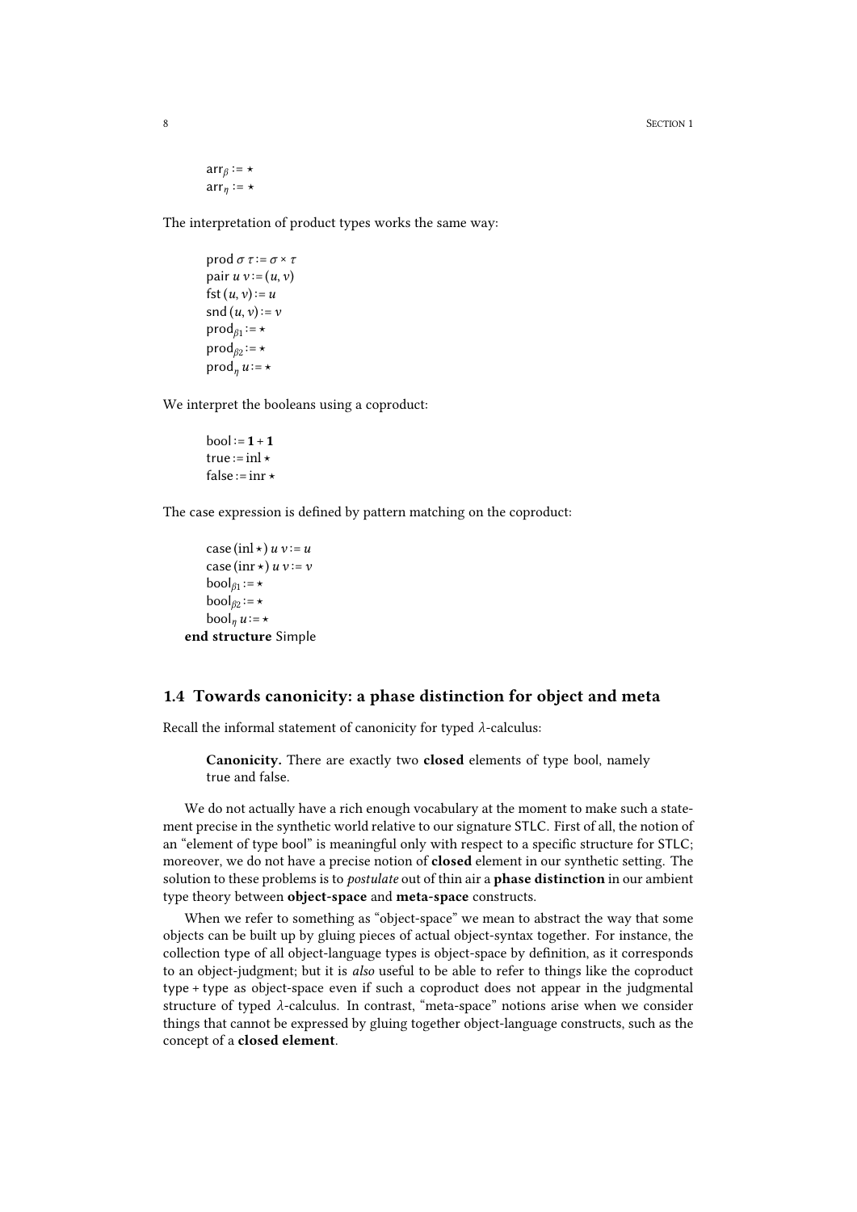$\mathsf{arr}_\beta := \star$
$\mathsf{arr}_\eta := \star$

The interpretation of product types works the same way:

$\mathsf{prod}\ \sigma\ \tau := \sigma \times \tau$
$\mathsf{pair}\ u\ v := (u, v)$
$\mathsf{fst}\ (u, v) := u$
$\mathsf{snd}\ (u, v) := v$
$\mathsf{prod}_{\beta 1} := \star$
$\mathsf{prod}_{\beta 2} := \star$
$\mathsf{prod}_\eta\ u := \star$

We interpret the booleans using a coproduct:

$\mathsf{bool} := \mathbf{1} + \mathbf{1}$
$\mathsf{true} := \mathsf{inl}\ \star$
$\mathsf{false} := \mathsf{inr}\ \star$

The case expression is defined by pattern matching on the coproduct:

$\mathsf{case}\ (\mathsf{inl}\ \star)\ u\ v := u$
$\mathsf{case}\ (\mathsf{inr}\ \star)\ u\ v := v$
$\mathsf{bool}_{\beta 1} := \star$
$\mathsf{bool}_{\beta 2} := \star$
$\mathsf{bool}_\eta\ u := \star$
**end structure** Simple

## 1.4 Towards canonicity: a phase distinction for object and meta

Recall the informal statement of canonicity for typed $\lambda$-calculus:

> **Canonicity.** There are exactly two **closed** elements of type bool, namely true and false.

We do not actually have a rich enough vocabulary at the moment to make such a statement precise in the synthetic world relative to our signature STLC. First of all, the notion of an "element of type bool" is meaningful only with respect to a specific structure for STLC; moreover, we do not have a precise notion of **closed** element in our synthetic setting. The solution to these problems is to *postulate* out of thin air a **phase distinction** in our ambient type theory between **object-space** and **meta-space** constructs.

When we refer to something as "object-space" we mean to abstract the way that some objects can be built up by gluing pieces of actual object-syntax together. For instance, the collection type of all object-language types is object-space by definition, as it corresponds to an object-judgment; but it is *also* useful to be able to refer to things like the coproduct type + type as object-space even if such a coproduct does not appear in the judgmental structure of typed $\lambda$-calculus. In contrast, "meta-space" notions arise when we consider things that cannot be expressed by gluing together object-language constructs, such as the concept of a **closed element**.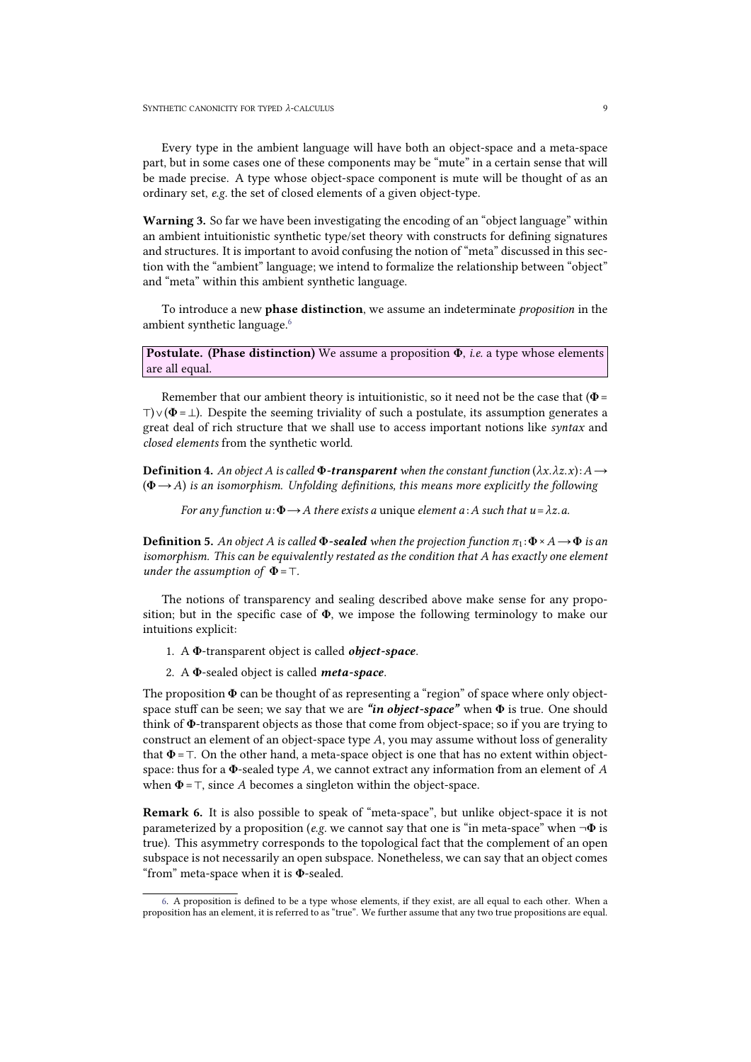Every type in the ambient language will have both an object-space and a meta-space part, but in some cases one of these components may be "mute" in a certain sense that will be made precise. A type whose object-space component is mute will be thought of as an ordinary set, *e.g.* the set of closed elements of a given object-type.

**Warning 3.** So far we have been investigating the encoding of an "object language" within an ambient intuitionistic synthetic type/set theory with constructs for defining signatures and structures. It is important to avoid confusing the notion of "meta" discussed in this section with the "ambient" language; we intend to formalize the relationship between "object" and "meta" within this ambient synthetic language.

To introduce a new **phase distinction**, we assume an indeterminate *proposition* in the ambient synthetic language.[6]

> **Postulate. (Phase distinction)** We assume a proposition $\mathbf{\Phi}$, *i.e.* a type whose elements are all equal.

Remember that our ambient theory is intuitionistic, so it need not be the case that $(\mathbf{\Phi} = \top) \vee (\mathbf{\Phi} = \bot)$. Despite the seeming triviality of such a postulate, its assumption generates a great deal of rich structure that we shall use to access important notions like *syntax* and *closed elements* from the synthetic world.

**Definition 4.** *An object $A$ is called* ***$\mathbf{\Phi}$-transparent*** *when the constant function $(\lambda x.\lambda z.x) : A \longrightarrow (\mathbf{\Phi} \longrightarrow A)$ is an isomorphism. Unfolding definitions, this means more explicitly the following*

> *For any function $u : \mathbf{\Phi} \longrightarrow A$ there exists a* unique *element $a : A$ such that $u = \lambda z.a$.*

**Definition 5.** *An object $A$ is called* ***$\mathbf{\Phi}$-sealed*** *when the projection function $\pi_1 : \mathbf{\Phi} \times A \longrightarrow \mathbf{\Phi}$ is an isomorphism. This can be equivalently restated as the condition that $A$ has exactly one element under the assumption of $\mathbf{\Phi} = \top$.*

The notions of transparency and sealing described above make sense for any proposition; but in the specific case of $\mathbf{\Phi}$, we impose the following terminology to make our intuitions explicit:

1. A $\mathbf{\Phi}$-transparent object is called ***object-space***.
2. A $\mathbf{\Phi}$-sealed object is called ***meta-space***.

The proposition $\mathbf{\Phi}$ can be thought of as representing a "region" of space where only object-space stuff can be seen; we say that we are ***"in object-space"*** when $\mathbf{\Phi}$ is true. One should think of $\mathbf{\Phi}$-transparent objects as those that come from object-space; so if you are trying to construct an element of an object-space type $A$, you may assume without loss of generality that $\mathbf{\Phi} = \top$. On the other hand, a meta-space object is one that has no extent within object-space: thus for a $\mathbf{\Phi}$-sealed type $A$, we cannot extract any information from an element of $A$ when $\mathbf{\Phi} = \top$, since $A$ becomes a singleton within the object-space.

**Remark 6.** It is also possible to speak of "meta-space", but unlike object-space it is not parameterized by a proposition (*e.g.* we cannot say that one is "in meta-space" when $\neg\mathbf{\Phi}$ is true). This asymmetry corresponds to the topological fact that the complement of an open subspace is not necessarily an open subspace. Nonetheless, we can say that an object comes "from" meta-space when it is $\mathbf{\Phi}$-sealed.

---

6. A proposition is defined to be a type whose elements, if they exist, are all equal to each other. When a proposition has an element, it is referred to as "true". We further assume that any two true propositions are equal.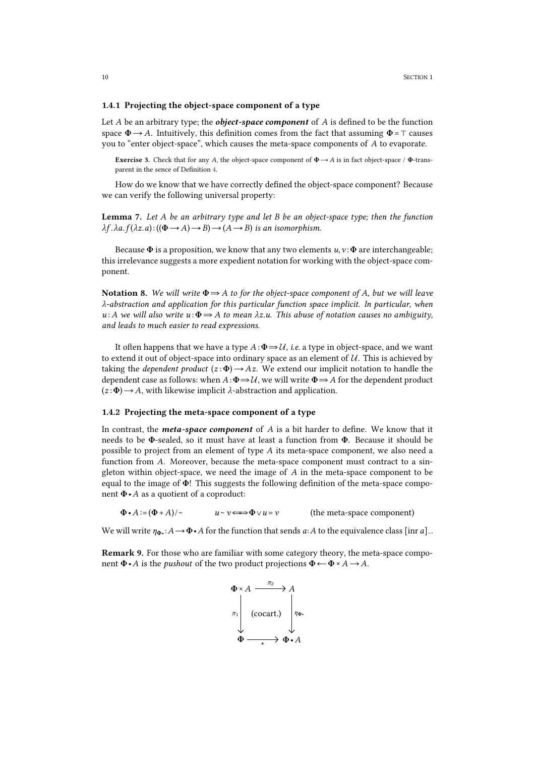### 1.4.1 Projecting the object-space component of a type

Let $A$ be an arbitrary type; the ***object-space component*** of $A$ is defined to be the function space $\mathbf{\Phi} \to A$. Intuitively, this definition comes from the fact that assuming $\mathbf{\Phi} = \top$ causes you to "enter object-space", which causes the meta-space components of $A$ to evaporate.

**Exercise 3.** Check that for any $A$, the object-space component of $\mathbf{\Phi} \to A$ is in fact object-space / $\mathbf{\Phi}$-transparent in the sence of Definition 4.

How do we know that we have correctly defined the object-space component? Because we can verify the following universal property:

**Lemma 7.** *Let $A$ be an arbitrary type and let $B$ be an object-space type; then the function $\lambda f.\lambda a.f(\lambda z.a) : ((\mathbf{\Phi} \to A) \to B) \to (A \to B)$ is an isomorphism.*

Because $\mathbf{\Phi}$ is a proposition, we know that any two elements $u, v : \mathbf{\Phi}$ are interchangeable; this irrelevance suggests a more expedient notation for working with the object-space component.

**Notation 8.** *We will write $\mathbf{\Phi} \Rightarrow A$ to for the object-space component of $A$, but we will leave $\lambda$-abstraction and application for this particular function space implicit. In particular, when $u : A$ we will also write $u : \mathbf{\Phi} \Rightarrow A$ to mean $\lambda z.u$. This abuse of notation causes no ambiguity, and leads to much easier to read expressions.*

It often happens that we have a type $A : \mathbf{\Phi} \Rightarrow \mathcal{U}$, *i.e.* a type in object-space, and we want to extend it out of object-space into ordinary space as an element of $\mathcal{U}$. This is achieved by taking the *dependent product* $(z : \mathbf{\Phi}) \to Az$. We extend our implicit notation to handle the dependent case as follows: when $A : \mathbf{\Phi} \Rightarrow \mathcal{U}$, we will write $\mathbf{\Phi} \Rightarrow A$ for the dependent product $(z : \mathbf{\Phi}) \to A$, with likewise implicit $\lambda$-abstraction and application.

### 1.4.2 Projecting the meta-space component of a type

In contrast, the ***meta-space component*** of $A$ is a bit harder to define. We know that it needs to be $\mathbf{\Phi}$-sealed, so it must have at least a function from $\mathbf{\Phi}$. Because it should be possible to project from an element of type $A$ its meta-space component, we also need a function from $A$. Moreover, because the meta-space component must contract to a singleton within object-space, we need the image of $A$ in the meta-space component to be equal to the image of $\mathbf{\Phi}$! This suggests the following definition of the meta-space component $\mathbf{\Phi} \bullet A$ as a quotient of a coproduct:

$$\mathbf{\Phi} \bullet A := (\mathbf{\Phi} + A)/\sim \qquad u \sim v \iff \mathbf{\Phi} \vee u = v \qquad \text{(the meta-space component)}$$

We will write $\eta_{\mathbf{\Phi}\bullet} : A \to \mathbf{\Phi} \bullet A$ for the function that sends $a : A$ to the equivalence class $[\mathrm{inr}\ a]_\sim$.

**Remark 9.** For those who are familiar with some category theory, the meta-space component $\mathbf{\Phi} \bullet A$ is the *pushout* of the two product projections $\mathbf{\Phi} \leftarrow \mathbf{\Phi} \times A \to A$.

$$\begin{array}{ccc} \mathbf{\Phi} \times A & \xrightarrow{\pi_2} & A \\ {\scriptstyle \pi_1}\downarrow & \text{(cocart.)} & \downarrow{\scriptstyle \eta_{\mathbf{\Phi}\bullet}} \\ \mathbf{\Phi} & \xrightarrow[\star]{} & \mathbf{\Phi} \bullet A \end{array}$$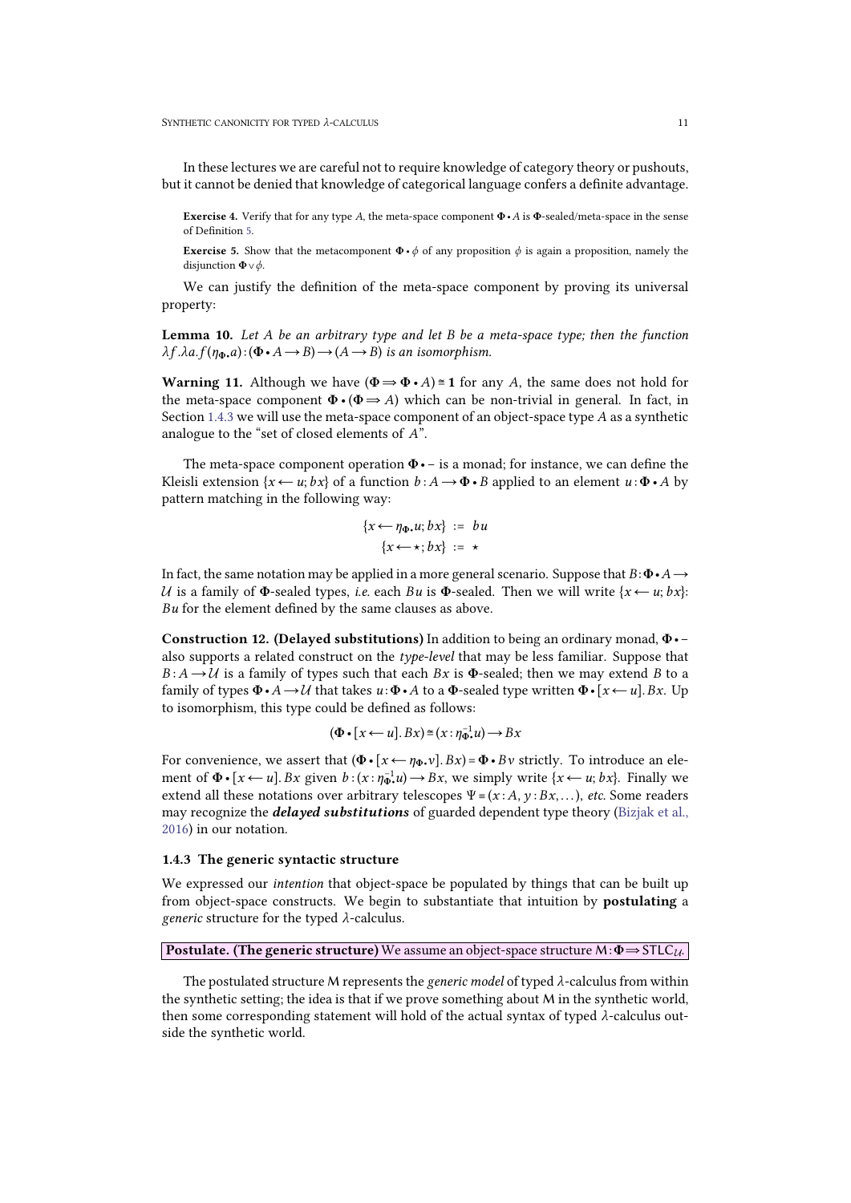In these lectures we are careful not to require knowledge of category theory or pushouts, but it cannot be denied that knowledge of categorical language confers a definite advantage.

**Exercise 4.** Verify that for any type $A$, the meta-space component $\mathbf{\Phi} \bullet A$ is $\mathbf{\Phi}$-sealed/meta-space in the sense of Definition 5.

**Exercise 5.** Show that the metacomponent $\mathbf{\Phi} \bullet \phi$ of any proposition $\phi$ is again a proposition, namely the disjunction $\mathbf{\Phi} \vee \phi$.

We can justify the definition of the meta-space component by proving its universal property:

**Lemma 10.** *Let $A$ be an arbitrary type and let $B$ be a meta-space type; then the function $\lambda f.\lambda a.f(\eta_{\mathbf{\Phi}\bullet} a) : (\mathbf{\Phi} \bullet A \longrightarrow B) \longrightarrow (A \longrightarrow B)$ is an isomorphism.*

**Warning 11.** Although we have $(\mathbf{\Phi} \Longrightarrow \mathbf{\Phi} \bullet A) \cong \mathbf{1}$ for any $A$, the same does not hold for the meta-space component $\mathbf{\Phi} \bullet (\mathbf{\Phi} \Longrightarrow A)$ which can be non-trivial in general. In fact, in Section 1.4.3 we will use the meta-space component of an object-space type $A$ as a synthetic analogue to the "set of closed elements of $A$".

The meta-space component operation $\mathbf{\Phi} \bullet -$ is a monad; for instance, we can define the Kleisli extension $\{x \longleftarrow u; bx\}$ of a function $b : A \longrightarrow \mathbf{\Phi} \bullet B$ applied to an element $u : \mathbf{\Phi} \bullet A$ by pattern matching in the following way:

$$\begin{aligned} \{x \longleftarrow \eta_{\mathbf{\Phi}\bullet} u; bx\} &:= bu \\ \{x \longleftarrow \star; bx\} &:= \star \end{aligned}$$

In fact, the same notation may be applied in a more general scenario. Suppose that $B : \mathbf{\Phi} \bullet A \longrightarrow \mathcal{U}$ is a family of $\mathbf{\Phi}$-sealed types, *i.e.* each $Bu$ is $\mathbf{\Phi}$-sealed. Then we will write $\{x \longleftarrow u; bx\}$: $Bu$ for the element defined by the same clauses as above.

**Construction 12. (Delayed substitutions)** In addition to being an ordinary monad, $\mathbf{\Phi} \bullet -$ also supports a related construct on the *type-level* that may be less familiar. Suppose that $B : A \longrightarrow \mathcal{U}$ is a family of types such that each $Bx$ is $\mathbf{\Phi}$-sealed; then we may extend $B$ to a family of types $\mathbf{\Phi} \bullet A \longrightarrow \mathcal{U}$ that takes $u : \mathbf{\Phi} \bullet A$ to a $\mathbf{\Phi}$-sealed type written $\mathbf{\Phi} \bullet [x \longleftarrow u].Bx$. Up to isomorphism, this type could be defined as follows:

$$(\mathbf{\Phi} \bullet [x \longleftarrow u].Bx) \cong (x : \eta_{\mathbf{\Phi}\bullet}^{-1} u) \longrightarrow Bx$$

For convenience, we assert that $(\mathbf{\Phi} \bullet [x \longleftarrow \eta_{\mathbf{\Phi}\bullet} v].Bx) = \mathbf{\Phi} \bullet Bv$ strictly. To introduce an element of $\mathbf{\Phi} \bullet [x \longleftarrow u].Bx$ given $b : (x : \eta_{\mathbf{\Phi}\bullet}^{-1} u) \longrightarrow Bx$, we simply write $\{x \longleftarrow u; bx\}$. Finally we extend all these notations over arbitrary telescopes $\Psi \equiv (x : A, y : Bx, \ldots)$, *etc.* Some readers may recognize the ***delayed substitutions*** of guarded dependent type theory (Bizjak et al., 2016) in our notation.

### 1.4.3 The generic syntactic structure

We expressed our *intention* that object-space be populated by things that can be built up from object-space constructs. We begin to substantiate that intuition by **postulating** a *generic* structure for the typed $\lambda$-calculus.

**Postulate. (The generic structure)** We assume an object-space structure $\mathsf{M} : \mathbf{\Phi} \Longrightarrow \mathsf{STLC}_{\mathcal{U}}$.

The postulated structure $\mathsf{M}$ represents the *generic model* of typed $\lambda$-calculus from within the synthetic setting; the idea is that if we prove something about $\mathsf{M}$ in the synthetic world, then some corresponding statement will hold of the actual syntax of typed $\lambda$-calculus outside the synthetic world.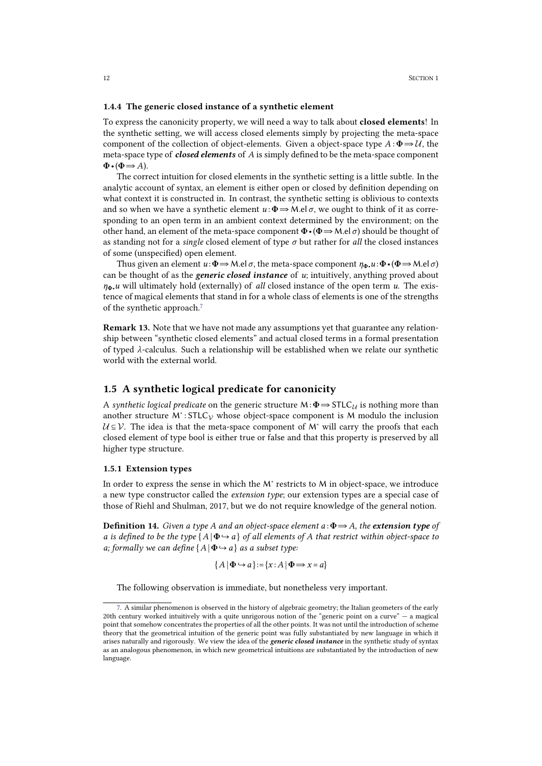### 1.4.4 The generic closed instance of a synthetic element

To express the canonicity property, we will need a way to talk about **closed elements**! In the synthetic setting, we will access closed elements simply by projecting the meta-space component of the collection of object-elements. Given a object-space type $A : \Phi \Rightarrow \mathcal{U}$, the meta-space type of ***closed elements*** of $A$ is simply defined to be the meta-space component $\Phi \bullet (\Phi \Rightarrow A)$.

The correct intuition for closed elements in the synthetic setting is a little subtle. In the analytic account of syntax, an element is either open or closed by definition depending on what context it is constructed in. In contrast, the synthetic setting is oblivious to contexts and so when we have a synthetic element $u : \Phi \Rightarrow \mathsf{M}.\mathsf{el}\,\sigma$, we ought to think of it as corresponding to an open term in an ambient context determined by the environment; on the other hand, an element of the meta-space component $\Phi \bullet (\Phi \Rightarrow \mathsf{M}.\mathsf{el}\,\sigma)$ should be thought of as standing not for a *single* closed element of type $\sigma$ but rather for *all* the closed instances of some (unspecified) open element.

Thus given an element $u : \Phi \Rightarrow \mathsf{M}.\mathsf{el}\,\sigma$, the meta-space component $\eta_\Phi.u : \Phi \bullet (\Phi \Rightarrow \mathsf{M}.\mathsf{el}\,\sigma)$ can be thought of as the ***generic closed instance*** of $u$; intuitively, anything proved about $\eta_\Phi.u$ will ultimately hold (externally) of *all* closed instance of the open term $u$. The existence of magical elements that stand in for a whole class of elements is one of the strengths of the synthetic approach.[7]

**Remark 13.** Note that we have not made any assumptions yet that guarantee any relationship between "synthetic closed elements" and actual closed terms in a formal presentation of typed $\lambda$-calculus. Such a relationship will be established when we relate our synthetic world with the external world.

## 1.5 A synthetic logical predicate for canonicity

A *synthetic logical predicate* on the generic structure $\mathsf{M} : \Phi \Rightarrow \mathsf{STLC}_{\mathcal{U}}$ is nothing more than another structure $\mathsf{M}^* : \mathsf{STLC}_{\mathcal{V}}$ whose object-space component is $\mathsf{M}$ modulo the inclusion $\mathcal{U} \subseteq \mathcal{V}$. The idea is that the meta-space component of $\mathsf{M}^*$ will carry the proofs that each closed element of type bool is either true or false and that this property is preserved by all higher type structure.

### 1.5.1 Extension types

In order to express the sense in which the $\mathsf{M}^*$ restricts to $\mathsf{M}$ in object-space, we introduce a new type constructor called the *extension type*; our extension types are a special case of those of Riehl and Shulman, 2017, but we do not require knowledge of the general notion.

**Definition 14.** *Given a type $A$ and an object-space element $a : \Phi \Rightarrow A$, the **extension type** of $a$ is defined to be the type $\{A \mid \Phi \hookrightarrow a\}$ of all elements of $A$ that restrict within object-space to $a$; formally we can define $\{A \mid \Phi \hookrightarrow a\}$ as a subset type:*

$$\{A \mid \Phi \hookrightarrow a\} := \{x : A \mid \Phi \Rightarrow x = a\}$$

The following observation is immediate, but nonetheless very important.

---

[7]. A similar phenomenon is observed in the history of algebraic geometry; the Italian geometers of the early 20th century worked intuitively with a quite unrigorous notion of the "generic point on a curve" — a magical point that somehow concentrates the properties of all the other points. It was not until the introduction of scheme theory that the geometrical intuition of the generic point was fully substantiated by new language in which it arises naturally and rigorously. We view the idea of the ***generic closed instance*** in the synthetic study of syntax as an analogous phenomenon, in which new geometrical intuitions are substantiated by the introduction of new language.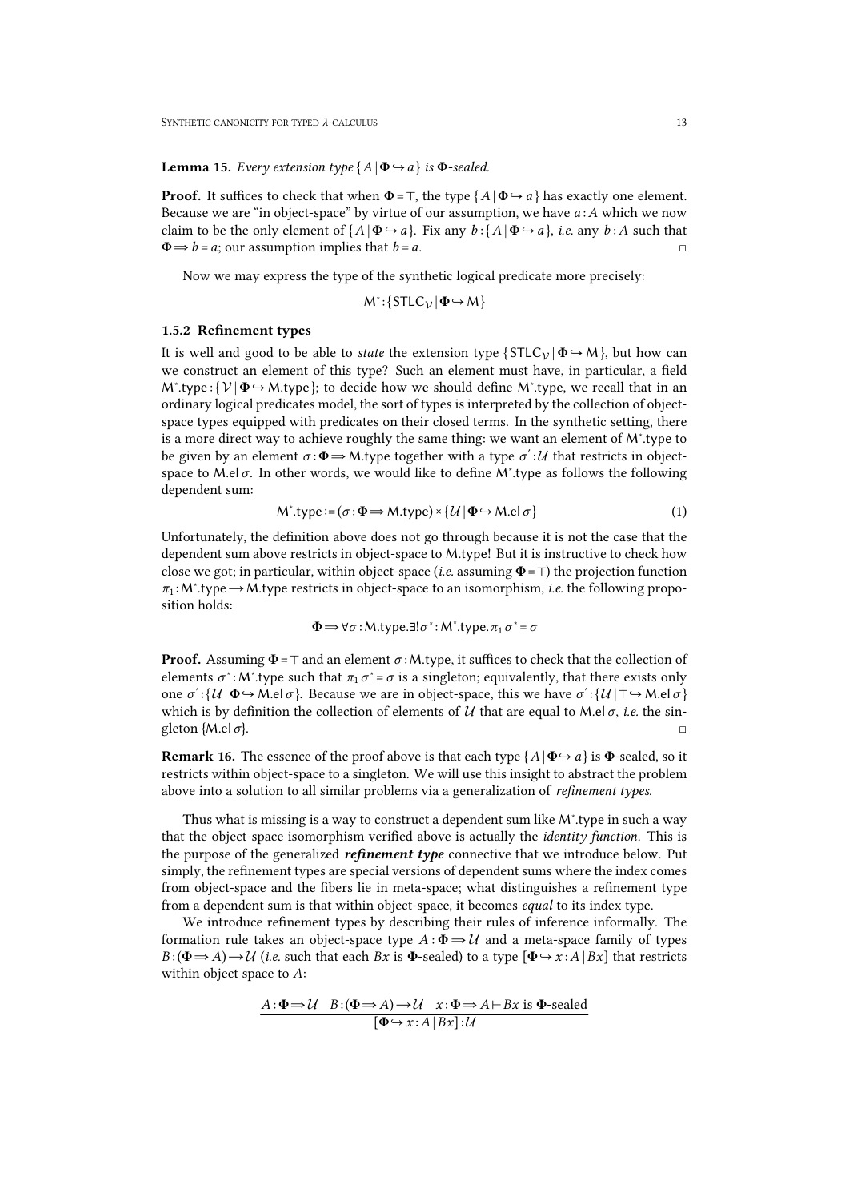**Lemma 15.** *Every extension type* $\{A \mid \Phi \hookrightarrow a\}$ *is* $\Phi$*-sealed.*

**Proof.** It suffices to check that when $\Phi = \top$, the type $\{A \mid \Phi \hookrightarrow a\}$ has exactly one element. Because we are "in object-space" by virtue of our assumption, we have $a : A$ which we now claim to be the only element of $\{A \mid \Phi \hookrightarrow a\}$. Fix any $b : \{A \mid \Phi \hookrightarrow a\}$, *i.e.* any $b : A$ such that $\Phi \Longrightarrow b = a$; our assumption implies that $b = a$. □

Now we may express the type of the synthetic logical predicate more precisely:

$$\mathsf{M}^* : \{\mathsf{STLC}_{\mathcal{V}} \mid \Phi \hookrightarrow \mathsf{M}\}$$

### 1.5.2 Refinement types

It is well and good to be able to *state* the extension type $\{\mathsf{STLC}_{\mathcal{V}} \mid \Phi \hookrightarrow \mathsf{M}\}$, but how can we construct an element of this type? Such an element must have, in particular, a field $\mathsf{M}^*.\mathsf{type} : \{\mathcal{V} \mid \Phi \hookrightarrow \mathsf{M}.\mathsf{type}\}$; to decide how we should define $\mathsf{M}^*.\mathsf{type}$, we recall that in an ordinary logical predicates model, the sort of types is interpreted by the collection of object-space types equipped with predicates on their closed terms. In the synthetic setting, there is a more direct way to achieve roughly the same thing: we want an element of $\mathsf{M}^*.\mathsf{type}$ to be given by an element $\sigma : \Phi \Longrightarrow \mathsf{M}.\mathsf{type}$ together with a type $\sigma' : \mathcal{U}$ that restricts in object-space to $\mathsf{M}.\mathsf{el}\,\sigma$. In other words, we would like to define $\mathsf{M}^*.\mathsf{type}$ as follows the following dependent sum:

$$\mathsf{M}^*.\mathsf{type} := (\sigma : \Phi \Longrightarrow \mathsf{M}.\mathsf{type}) \times \{\mathcal{U} \mid \Phi \hookrightarrow \mathsf{M}.\mathsf{el}\,\sigma\} \tag{1}$$

Unfortunately, the definition above does not go through because it is not the case that the dependent sum above restricts in object-space to $\mathsf{M}.\mathsf{type}$! But it is instructive to check how close we got; in particular, within object-space (*i.e.* assuming $\Phi = \top$) the projection function $\pi_1 : \mathsf{M}^*.\mathsf{type} \longrightarrow \mathsf{M}.\mathsf{type}$ restricts in object-space to an isomorphism, *i.e.* the following proposition holds:

$$\Phi \Longrightarrow \forall \sigma : \mathsf{M}.\mathsf{type}.\exists! \sigma^* : \mathsf{M}^*.\mathsf{type}.\, \pi_1\, \sigma^* = \sigma$$

**Proof.** Assuming $\Phi = \top$ and an element $\sigma : \mathsf{M}.\mathsf{type}$, it suffices to check that the collection of elements $\sigma^* : \mathsf{M}^*.\mathsf{type}$ such that $\pi_1\, \sigma^* = \sigma$ is a singleton; equivalently, that there exists only one $\sigma' : \{\mathcal{U} \mid \Phi \hookrightarrow \mathsf{M}.\mathsf{el}\,\sigma\}$. Because we are in object-space, this we have $\sigma' : \{\mathcal{U} \mid \top \hookrightarrow \mathsf{M}.\mathsf{el}\,\sigma\}$ which is by definition the collection of elements of $\mathcal{U}$ that are equal to $\mathsf{M}.\mathsf{el}\,\sigma$, *i.e.* the singleton $\{\mathsf{M}.\mathsf{el}\,\sigma\}$. □

**Remark 16.** The essence of the proof above is that each type $\{A \mid \Phi \hookrightarrow a\}$ is $\Phi$-sealed, so it restricts within object-space to a singleton. We will use this insight to abstract the problem above into a solution to all similar problems via a generalization of *refinement types*.

Thus what is missing is a way to construct a dependent sum like $\mathsf{M}^*.\mathsf{type}$ in such a way that the object-space isomorphism verified above is actually the *identity function*. This is the purpose of the generalized ***refinement type*** connective that we introduce below. Put simply, the refinement types are special versions of dependent sums where the index comes from object-space and the fibers lie in meta-space; what distinguishes a refinement type from a dependent sum is that within object-space, it becomes *equal* to its index type.

We introduce refinement types by describing their rules of inference informally. The formation rule takes an object-space type $A : \Phi \Longrightarrow \mathcal{U}$ and a meta-space family of types $B : (\Phi \Longrightarrow A) \longrightarrow \mathcal{U}$ (*i.e.* such that each $Bx$ is $\Phi$-sealed) to a type $[\Phi \hookrightarrow x : A \mid Bx]$ that restricts within object space to $A$:

$$\frac{A : \Phi \Longrightarrow \mathcal{U} \quad B : (\Phi \Longrightarrow A) \longrightarrow \mathcal{U} \quad x : \Phi \Longrightarrow A \vdash Bx \text{ is } \Phi\text{-sealed}}{[\Phi \hookrightarrow x : A \mid Bx] : \mathcal{U}}$$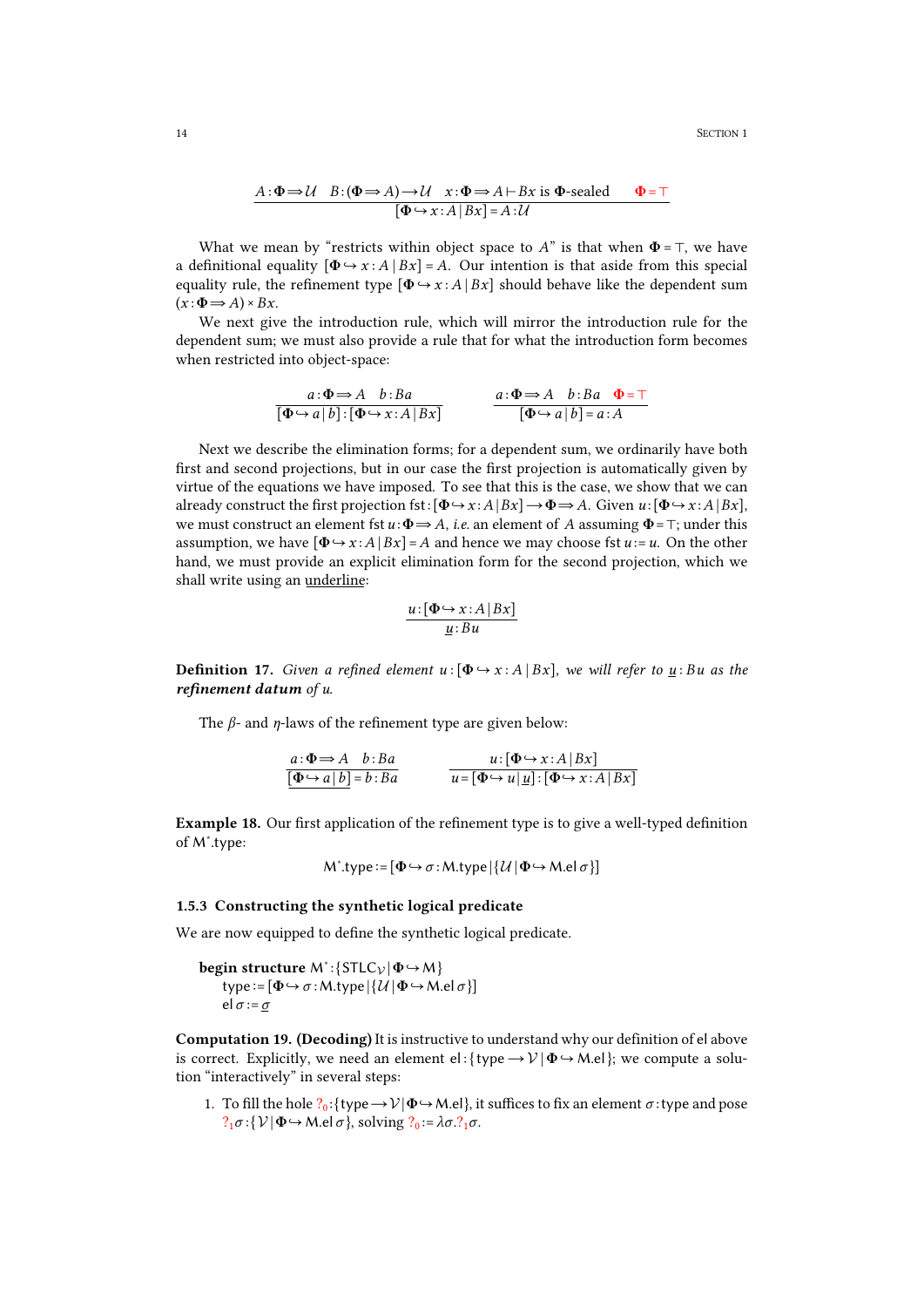$$\frac{A : \mathbf{\Phi} \Rightarrow \mathcal{U} \quad B : (\mathbf{\Phi} \Rightarrow A) \to \mathcal{U} \quad x : \mathbf{\Phi} \Rightarrow A \vdash Bx \text{ is } \mathbf{\Phi}\text{-sealed} \qquad \color{red}{\mathbf{\Phi} = \top}}{[\mathbf{\Phi} \hookrightarrow x : A \mid Bx] = A : \mathcal{U}}$$

What we mean by "restricts within object space to $A$" is that when $\mathbf{\Phi} = \top$, we have a definitional equality $[\mathbf{\Phi} \hookrightarrow x : A \mid Bx] = A$. Our intention is that aside from this special equality rule, the refinement type $[\mathbf{\Phi} \hookrightarrow x : A \mid Bx]$ should behave like the dependent sum $(x : \mathbf{\Phi} \Rightarrow A) \times Bx$.

We next give the introduction rule, which will mirror the introduction rule for the dependent sum; we must also provide a rule that for what the introduction form becomes when restricted into object-space:

$$\frac{a : \mathbf{\Phi} \Rightarrow A \quad b : Ba}{[\mathbf{\Phi} \hookrightarrow a \mid b] : [\mathbf{\Phi} \hookrightarrow x : A \mid Bx]} \qquad \frac{a : \mathbf{\Phi} \Rightarrow A \quad b : Ba \quad \color{red}{\mathbf{\Phi} = \top}}{[\mathbf{\Phi} \hookrightarrow a \mid b] = a : A}$$

Next we describe the elimination forms; for a dependent sum, we ordinarily have both first and second projections, but in our case the first projection is automatically given by virtue of the equations we have imposed. To see that this is the case, we show that we can already construct the first projection $\mathsf{fst} : [\mathbf{\Phi} \hookrightarrow x : A \mid Bx] \to \mathbf{\Phi} \Rightarrow A$. Given $u : [\mathbf{\Phi} \hookrightarrow x : A \mid Bx]$, we must construct an element $\mathsf{fst}\, u : \mathbf{\Phi} \Rightarrow A$, *i.e.* an element of $A$ assuming $\mathbf{\Phi} = \top$; under this assumption, we have $[\mathbf{\Phi} \hookrightarrow x : A \mid Bx] = A$ and hence we may choose $\mathsf{fst}\, u := u$. On the other hand, we must provide an explicit elimination form for the second projection, which we shall write using an underline:

$$\frac{u : [\mathbf{\Phi} \hookrightarrow x : A \mid Bx]}{\underline{u} : Bu}$$

**Definition 17.** *Given a refined element $u : [\mathbf{\Phi} \hookrightarrow x : A \mid Bx]$, we will refer to $\underline{u} : Bu$ as the **refinement datum** of $u$.*

The $\beta$- and $\eta$-laws of the refinement type are given below:

$$\frac{a : \mathbf{\Phi} \Rightarrow A \quad b : Ba}{\underline{[\mathbf{\Phi} \hookrightarrow a \mid b]} = b : Ba} \qquad \frac{u : [\mathbf{\Phi} \hookrightarrow x : A \mid Bx]}{u = [\mathbf{\Phi} \hookrightarrow u \mid \underline{u}] : [\mathbf{\Phi} \hookrightarrow x : A \mid Bx]}$$

**Example 18.** Our first application of the refinement type is to give a well-typed definition of $\mathsf{M}^*.\mathsf{type}$:

$$\mathsf{M}^*.\mathsf{type} := [\mathbf{\Phi} \hookrightarrow \sigma : \mathsf{M.type} \mid \{\mathcal{U} \mid \mathbf{\Phi} \hookrightarrow \mathsf{M.el}\, \sigma\}]$$

### 1.5.3 Constructing the synthetic logical predicate

We are now equipped to define the synthetic logical predicate.

> **begin structure** $\mathsf{M}^* : \{\mathsf{STLC}_{\mathcal{V}} \mid \mathbf{\Phi} \hookrightarrow \mathsf{M}\}$
> $\quad \mathsf{type} := [\mathbf{\Phi} \hookrightarrow \sigma : \mathsf{M.type} \mid \{\mathcal{U} \mid \mathbf{\Phi} \hookrightarrow \mathsf{M.el}\, \sigma\}]$
> $\quad \mathsf{el}\, \sigma := \underline{\sigma}$

**Computation 19. (Decoding)** It is instructive to understand why our definition of el above is correct. Explicitly, we need an element $\mathsf{el} : \{\mathsf{type} \to \mathcal{V} \mid \mathbf{\Phi} \hookrightarrow \mathsf{M.el}\}$; we compute a solution "interactively" in several steps:

1. To fill the hole $\color{red}{?_0} : \{\mathsf{type} \to \mathcal{V} \mid \mathbf{\Phi} \hookrightarrow \mathsf{M.el}\}$, it suffices to fix an element $\sigma : \mathsf{type}$ and pose $\color{red}{?_1}\sigma : \{\mathcal{V} \mid \mathbf{\Phi} \hookrightarrow \mathsf{M.el}\, \sigma\}$, solving $\color{red}{?_0} := \lambda\sigma. \color{red}{?_1}\sigma$.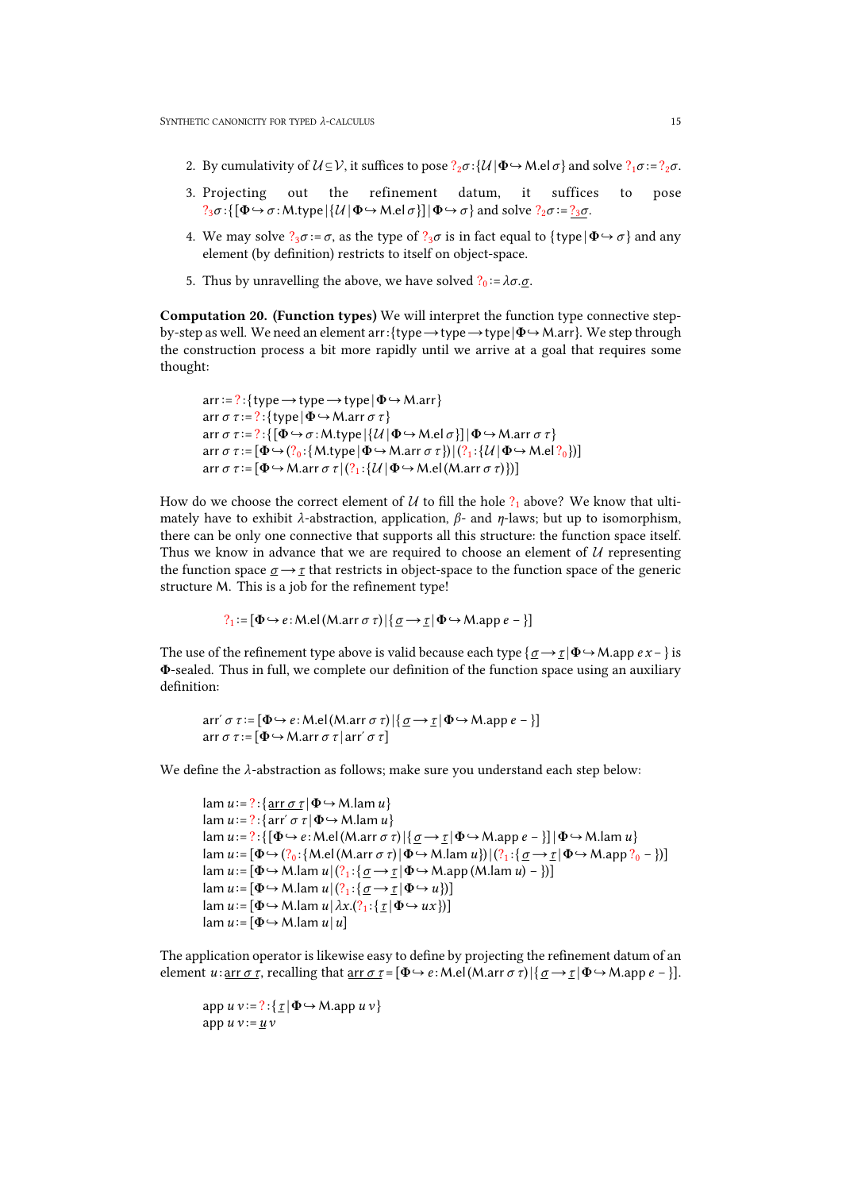2. By cumulativity of $\mathcal{U} \subseteq \mathcal{V}$, it suffices to pose $?_2\sigma : \{\mathcal{U} \mid \Phi \hookrightarrow \mathsf{M.el}\,\sigma\}$ and solve $?_1\sigma := ?_2\sigma$.

3. Projecting out the refinement datum, it suffices to pose $?_3\sigma : \{[\Phi \hookrightarrow \sigma : \mathsf{M.type} \mid \{\mathcal{U} \mid \Phi \hookrightarrow \mathsf{M.el}\,\sigma\}] \mid \Phi \hookrightarrow \sigma\}$ and solve $?_2\sigma := \underline{?_3\sigma}$.

4. We may solve $?_3\sigma := \sigma$, as the type of $?_3\sigma$ is in fact equal to $\{\mathsf{type} \mid \Phi \hookrightarrow \sigma\}$ and any element (by definition) restricts to itself on object-space.

5. Thus by unravelling the above, we have solved $?_0 := \lambda\sigma.\underline{\sigma}$.

**Computation 20. (Function types)** We will interpret the function type connective step-by-step as well. We need an element $\mathsf{arr} : \{\mathsf{type} \to \mathsf{type} \to \mathsf{type} \mid \Phi \hookrightarrow \mathsf{M.arr}\}$. We step through the construction process a bit more rapidly until we arrive at a goal that requires some thought:

$$
\begin{aligned}
&\mathsf{arr} := ? : \{\mathsf{type} \to \mathsf{type} \to \mathsf{type} \mid \Phi \hookrightarrow \mathsf{M.arr}\}\\
&\mathsf{arr}\;\sigma\;\tau := ? : \{\mathsf{type} \mid \Phi \hookrightarrow \mathsf{M.arr}\;\sigma\;\tau\}\\
&\mathsf{arr}\;\sigma\;\tau := ? : \{[\Phi \hookrightarrow \sigma : \mathsf{M.type} \mid \{\mathcal{U} \mid \Phi \hookrightarrow \mathsf{M.el}\,\sigma\}] \mid \Phi \hookrightarrow \mathsf{M.arr}\;\sigma\;\tau\}\\
&\mathsf{arr}\;\sigma\;\tau := [\Phi \hookrightarrow (?_0 : \{\mathsf{M.type} \mid \Phi \hookrightarrow \mathsf{M.arr}\;\sigma\;\tau\}) \mid (?_1 : \{\mathcal{U} \mid \Phi \hookrightarrow \mathsf{M.el}\,?_0\})]\\
&\mathsf{arr}\;\sigma\;\tau := [\Phi \hookrightarrow \mathsf{M.arr}\;\sigma\;\tau \mid (?_1 : \{\mathcal{U} \mid \Phi \hookrightarrow \mathsf{M.el}\,(\mathsf{M.arr}\;\sigma\;\tau)\})]
\end{aligned}
$$

How do we choose the correct element of $\mathcal{U}$ to fill the hole $?_1$ above? We know that ultimately have to exhibit $\lambda$-abstraction, application, $\beta$- and $\eta$-laws; but up to isomorphism, there can be only one connective that supports all this structure: the function space itself. Thus we know in advance that we are required to choose an element of $\mathcal{U}$ representing the function space $\underline{\sigma} \to \underline{\tau}$ that restricts in object-space to the function space of the generic structure M. This is a job for the refinement type!

$$
?_1 := [\Phi \hookrightarrow e : \mathsf{M.el}\,(\mathsf{M.arr}\;\sigma\;\tau) \mid \{\underline{\sigma} \to \underline{\tau} \mid \Phi \hookrightarrow \mathsf{M.app}\;e\;-\}]
$$

The use of the refinement type above is valid because each type $\{\underline{\sigma} \to \underline{\tau} \mid \Phi \hookrightarrow \mathsf{M.app}\;e\,x\,-\}$ is $\Phi$-sealed. Thus in full, we complete our definition of the function space using an auxiliary definition:

$$
\begin{aligned}
&\mathsf{arr}'\;\sigma\;\tau := [\Phi \hookrightarrow e : \mathsf{M.el}\,(\mathsf{M.arr}\;\sigma\;\tau) \mid \{\underline{\sigma} \to \underline{\tau} \mid \Phi \hookrightarrow \mathsf{M.app}\;e\;-\}]\\
&\mathsf{arr}\;\sigma\;\tau := [\Phi \hookrightarrow \mathsf{M.arr}\;\sigma\;\tau \mid \mathsf{arr}'\;\sigma\;\tau]
\end{aligned}
$$

We define the $\lambda$-abstraction as follows; make sure you understand each step below:

$$
\begin{aligned}
&\mathsf{lam}\;u := ? : \{\underline{\mathsf{arr}\;\sigma\;\tau} \mid \Phi \hookrightarrow \mathsf{M.lam}\;u\}\\
&\mathsf{lam}\;u := ? : \{\mathsf{arr}'\;\sigma\;\tau \mid \Phi \hookrightarrow \mathsf{M.lam}\;u\}\\
&\mathsf{lam}\;u := ? : \{[\Phi \hookrightarrow e : \mathsf{M.el}\,(\mathsf{M.arr}\;\sigma\;\tau) \mid \{\underline{\sigma} \to \underline{\tau} \mid \Phi \hookrightarrow \mathsf{M.app}\;e\;-\}] \mid \Phi \hookrightarrow \mathsf{M.lam}\;u\}\\
&\mathsf{lam}\;u := [\Phi \hookrightarrow (?_0 : \{\mathsf{M.el}\,(\mathsf{M.arr}\;\sigma\;\tau) \mid \Phi \hookrightarrow \mathsf{M.lam}\;u\}) \mid (?_1 : \{\underline{\sigma} \to \underline{\tau} \mid \Phi \hookrightarrow \mathsf{M.app}\,?_0\;-\})]\\
&\mathsf{lam}\;u := [\Phi \hookrightarrow \mathsf{M.lam}\;u \mid (?_1 : \{\underline{\sigma} \to \underline{\tau} \mid \Phi \hookrightarrow \mathsf{M.app}\,(\mathsf{M.lam}\;u)\;-\})]\\
&\mathsf{lam}\;u := [\Phi \hookrightarrow \mathsf{M.lam}\;u \mid (?_1 : \{\underline{\sigma} \to \underline{\tau} \mid \Phi \hookrightarrow u\})]\\
&\mathsf{lam}\;u := [\Phi \hookrightarrow \mathsf{M.lam}\;u \mid \lambda x.(?_1 : \{\underline{\tau} \mid \Phi \hookrightarrow u\,x\})]\\
&\mathsf{lam}\;u := [\Phi \hookrightarrow \mathsf{M.lam}\;u \mid u]
\end{aligned}
$$

The application operator is likewise easy to define by projecting the refinement datum of an element $u : \underline{\mathsf{arr}\;\sigma\;\tau}$, recalling that $\underline{\mathsf{arr}\;\sigma\;\tau} = [\Phi \hookrightarrow e : \mathsf{M.el}\,(\mathsf{M.arr}\;\sigma\;\tau) \mid \{\underline{\sigma} \to \underline{\tau} \mid \Phi \hookrightarrow \mathsf{M.app}\;e\;-\}]$.

$$
\begin{aligned}
&\mathsf{app}\;u\;v := ? : \{\underline{\tau} \mid \Phi \hookrightarrow \mathsf{M.app}\;u\;v\}\\
&\mathsf{app}\;u\;v := \underline{u}\;v
\end{aligned}
$$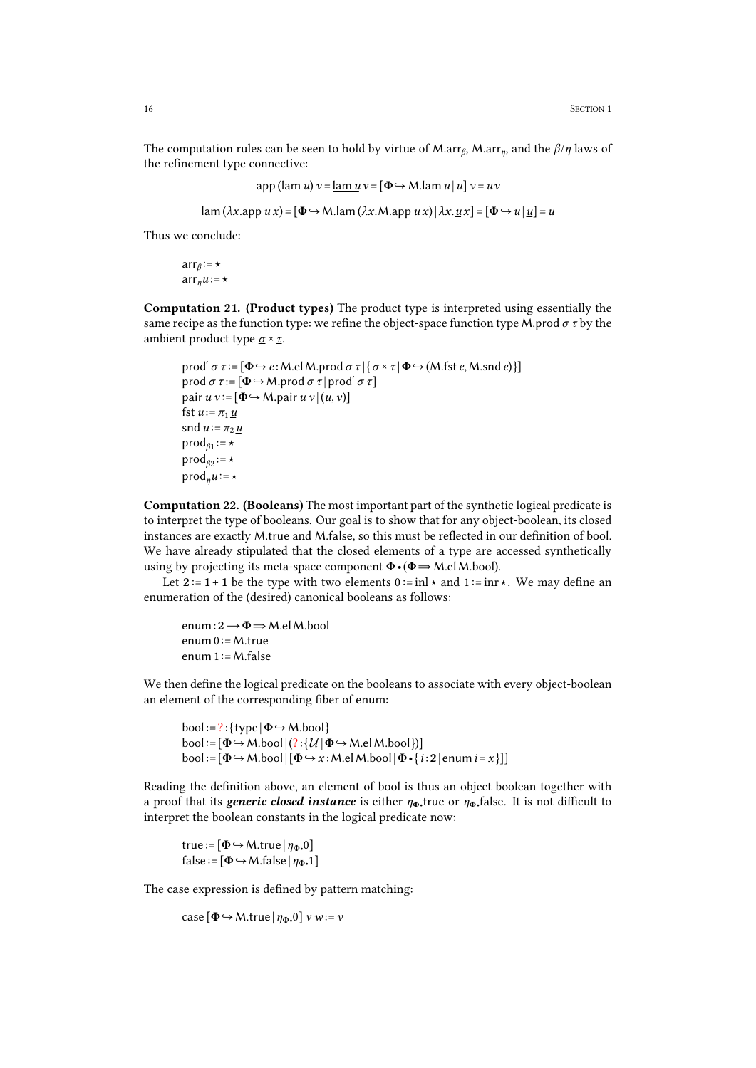The computation rules can be seen to hold by virtue of $\mathsf{M.arr}_\beta$, $\mathsf{M.arr}_\eta$, and the $\beta/\eta$ laws of the refinement type connective:

$$\mathsf{app}\,(\mathsf{lam}\,u)\,v = \underline{\mathsf{lam}\,u}\,v = \underline{[\Phi \hookrightarrow \mathsf{M.lam}\,u \mid u]}\,v = u\,v$$

$$\mathsf{lam}\,(\lambda x.\mathsf{app}\,u\,x) = [\Phi \hookrightarrow \mathsf{M.lam}\,(\lambda x.\mathsf{M.app}\,u\,x) \mid \lambda x.\underline{u}\,x] = [\Phi \hookrightarrow u \mid \underline{u}] = u$$

Thus we conclude:

$$\mathsf{arr}_\beta := \star$$
$$\mathsf{arr}_\eta u := \star$$

**Computation 21. (Product types)** The product type is interpreted using essentially the same recipe as the function type: we refine the object-space function type $\mathsf{M.prod}\,\sigma\,\tau$ by the ambient product type $\underline{\sigma} \times \underline{\tau}$.

$$\mathsf{prod}'\,\sigma\,\tau := [\Phi \hookrightarrow e : \mathsf{M.el}\,\mathsf{M.prod}\,\sigma\,\tau \mid \{\underline{\sigma} \times \underline{\tau} \mid \Phi \hookrightarrow (\mathsf{M.fst}\,e, \mathsf{M.snd}\,e)\}]$$
$$\mathsf{prod}\,\sigma\,\tau := [\Phi \hookrightarrow \mathsf{M.prod}\,\sigma\,\tau \mid \mathsf{prod}'\,\sigma\,\tau]$$
$$\mathsf{pair}\,u\,v := [\Phi \hookrightarrow \mathsf{M.pair}\,u\,v \mid (u, v)]$$
$$\mathsf{fst}\,u := \pi_1\,\underline{u}$$
$$\mathsf{snd}\,u := \pi_2\,\underline{u}$$
$$\mathsf{prod}_{\beta 1} := \star$$
$$\mathsf{prod}_{\beta 2} := \star$$
$$\mathsf{prod}_\eta u := \star$$

**Computation 22. (Booleans)** The most important part of the synthetic logical predicate is to interpret the type of booleans. Our goal is to show that for any object-boolean, its closed instances are exactly M.true and M.false, so this must be reflected in our definition of bool. We have already stipulated that the closed elements of a type are accessed synthetically using by projecting its meta-space component $\Phi \bullet (\Phi \Rightarrow \mathsf{M.el}\,\mathsf{M.bool})$.

Let $\mathbf{2} := \mathbf{1} + \mathbf{1}$ be the type with two elements $0 := \mathsf{inl}\,\star$ and $1 := \mathsf{inr}\,\star$. We may define an enumeration of the (desired) canonical booleans as follows:

$$\mathsf{enum} : \mathbf{2} \longrightarrow \Phi \Rightarrow \mathsf{M.el}\,\mathsf{M.bool}$$
$$\mathsf{enum}\,0 := \mathsf{M.true}$$
$$\mathsf{enum}\,1 := \mathsf{M.false}$$

We then define the logical predicate on the booleans to associate with every object-boolean an element of the corresponding fiber of enum:

$$\mathsf{bool} := {\color{red}?} : \{\mathsf{type} \mid \Phi \hookrightarrow \mathsf{M.bool}\}$$
$$\mathsf{bool} := [\Phi \hookrightarrow \mathsf{M.bool} \mid ({\color{red}?} : \{\mathcal{U} \mid \Phi \hookrightarrow \mathsf{M.el}\,\mathsf{M.bool}\})]$$
$$\mathsf{bool} := [\Phi \hookrightarrow \mathsf{M.bool} \mid [\Phi \hookrightarrow x : \mathsf{M.el}\,\mathsf{M.bool} \mid \Phi \bullet \{i : \mathbf{2} \mid \mathsf{enum}\,i = x\}]]$$

Reading the definition above, an element of $\underline{\mathsf{bool}}$ is thus an object boolean together with a proof that its ***generic closed instance*** is either $\eta_\Phi$.true or $\eta_\Phi$.false. It is not difficult to interpret the boolean constants in the logical predicate now:

$$\mathsf{true} := [\Phi \hookrightarrow \mathsf{M.true} \mid \eta_\Phi.0]$$
$$\mathsf{false} := [\Phi \hookrightarrow \mathsf{M.false} \mid \eta_\Phi.1]$$

The case expression is defined by pattern matching:

$$\mathsf{case}\,[\Phi \hookrightarrow \mathsf{M.true} \mid \eta_\Phi.0]\,v\,w := v$$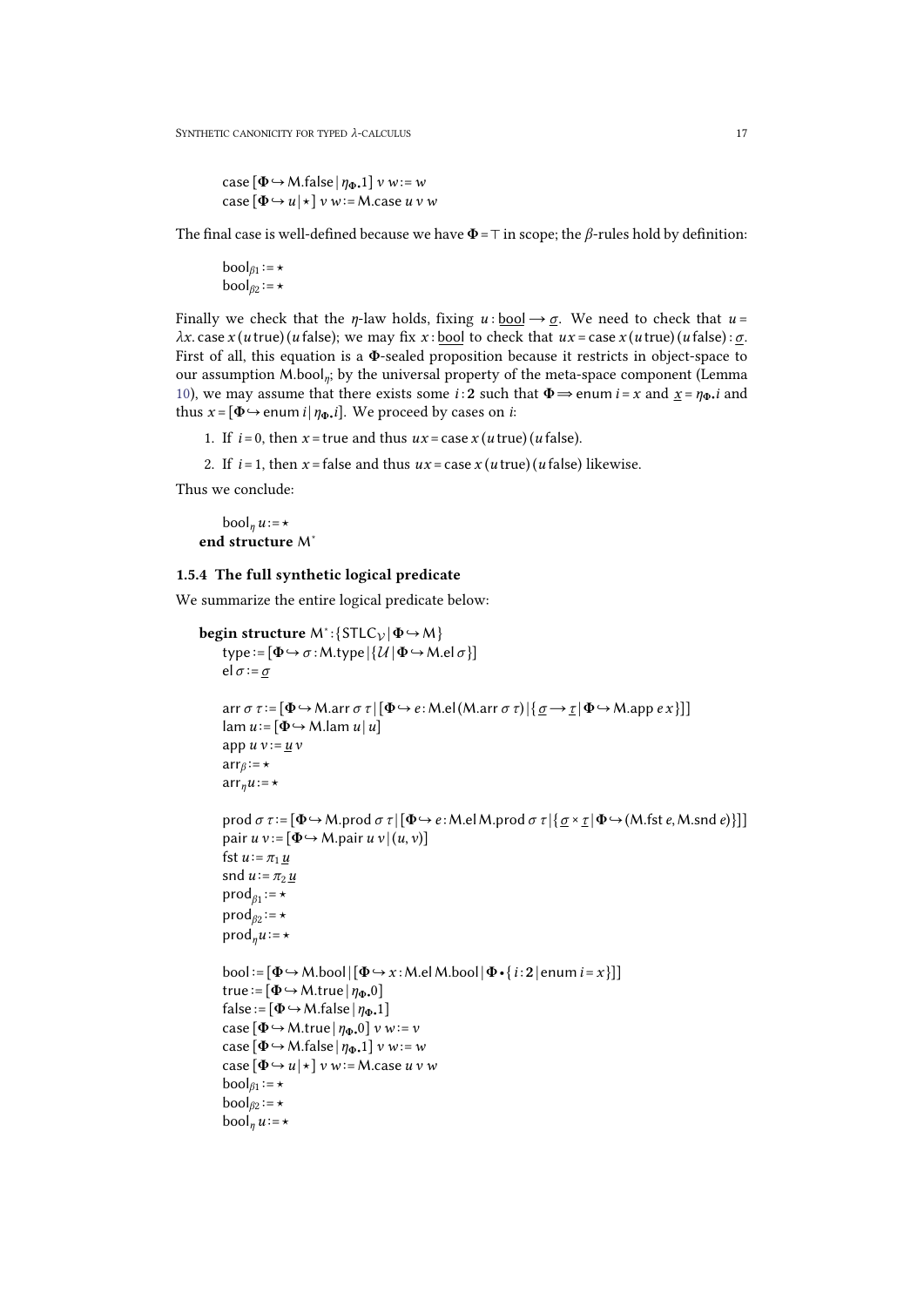$\mathsf{case}\ [\mathbf{\Phi} \hookrightarrow \mathsf{M.false} \mid \eta_{\mathbf{\Phi}}.1]\ v\ w := w$
$\mathsf{case}\ [\mathbf{\Phi} \hookrightarrow u \mid \star]\ v\ w := \mathsf{M.case}\ u\ v\ w$

The final case is well-defined because we have $\mathbf{\Phi} = \top$ in scope; the $\beta$-rules hold by definition:

$\mathsf{bool}_{\beta 1} := \star$
$\mathsf{bool}_{\beta 2} := \star$

Finally we check that the $\eta$-law holds, fixing $u : \underline{\mathsf{bool}} \longrightarrow \underline{\sigma}$. We need to check that $u = \lambda x.\ \mathsf{case}\ x\ (u\ \mathsf{true})\ (u\ \mathsf{false})$; we may fix $x : \underline{\mathsf{bool}}$ to check that $u\,x = \mathsf{case}\ x\ (u\ \mathsf{true})\ (u\ \mathsf{false}) : \underline{\sigma}$. First of all, this equation is a $\mathbf{\Phi}$-sealed proposition because it restricts in object-space to our assumption $\mathsf{M.bool}_\eta$; by the universal property of the meta-space component (Lemma 10), we may assume that there exists some $i : \mathbf{2}$ such that $\mathbf{\Phi} \Longrightarrow \mathsf{enum}\ i = x$ and $\underline{x} = \eta_{\mathbf{\Phi}}.i$ and thus $x = [\mathbf{\Phi} \hookrightarrow \mathsf{enum}\ i \mid \eta_{\mathbf{\Phi}}.i]$. We proceed by cases on $i$:

1. If $i = 0$, then $x = \mathsf{true}$ and thus $u\,x = \mathsf{case}\ x\ (u\ \mathsf{true})\ (u\ \mathsf{false})$.
2. If $i = 1$, then $x = \mathsf{false}$ and thus $u\,x = \mathsf{case}\ x\ (u\ \mathsf{true})\ (u\ \mathsf{false})$ likewise.

Thus we conclude:

$\mathsf{bool}_\eta\ u := \star$
**end structure** $\mathsf{M}^*$

### 1.5.4 The full synthetic logical predicate

We summarize the entire logical predicate below:

**begin structure** $\mathsf{M}^* : \{\mathsf{STLC}_{\mathcal{V}} \mid \mathbf{\Phi} \hookrightarrow \mathsf{M}\}$

$\mathsf{type} := [\mathbf{\Phi} \hookrightarrow \sigma : \mathsf{M.type} \mid \{\mathcal{U} \mid \mathbf{\Phi} \hookrightarrow \mathsf{M.el}\ \sigma\}]$
$\mathsf{el}\ \sigma := \underline{\sigma}$

$\mathsf{arr}\ \sigma\ \tau := [\mathbf{\Phi} \hookrightarrow \mathsf{M.arr}\ \sigma\ \tau \mid [\mathbf{\Phi} \hookrightarrow e : \mathsf{M.el}\,(\mathsf{M.arr}\ \sigma\ \tau) \mid \{\underline{\sigma} \longrightarrow \underline{\tau} \mid \mathbf{\Phi} \hookrightarrow \mathsf{M.app}\ e\ x\}]]$
$\mathsf{lam}\ u := [\mathbf{\Phi} \hookrightarrow \mathsf{M.lam}\ u \mid u]$
$\mathsf{app}\ u\ v := \underline{u}\ v$
$\mathsf{arr}_\beta := \star$
$\mathsf{arr}_\eta u := \star$

$\mathsf{prod}\ \sigma\ \tau := [\mathbf{\Phi} \hookrightarrow \mathsf{M.prod}\ \sigma\ \tau \mid [\mathbf{\Phi} \hookrightarrow e : \mathsf{M.el}\,\mathsf{M.prod}\ \sigma\ \tau \mid \{\underline{\sigma} \times \underline{\tau} \mid \mathbf{\Phi} \hookrightarrow (\mathsf{M.fst}\ e, \mathsf{M.snd}\ e)\}]]$
$\mathsf{pair}\ u\ v := [\mathbf{\Phi} \hookrightarrow \mathsf{M.pair}\ u\ v \mid (u, v)]$
$\mathsf{fst}\ u := \pi_1\,\underline{u}$
$\mathsf{snd}\ u := \pi_2\,\underline{u}$
$\mathsf{prod}_{\beta 1} := \star$
$\mathsf{prod}_{\beta 2} := \star$
$\mathsf{prod}_\eta u := \star$

$\mathsf{bool} := [\mathbf{\Phi} \hookrightarrow \mathsf{M.bool} \mid [\mathbf{\Phi} \hookrightarrow x : \mathsf{M.el}\,\mathsf{M.bool} \mid \mathbf{\Phi} \bullet \{i : \mathbf{2} \mid \mathsf{enum}\ i = x\}]]$
$\mathsf{true} := [\mathbf{\Phi} \hookrightarrow \mathsf{M.true} \mid \eta_{\mathbf{\Phi}}.0]$
$\mathsf{false} := [\mathbf{\Phi} \hookrightarrow \mathsf{M.false} \mid \eta_{\mathbf{\Phi}}.1]$
$\mathsf{case}\ [\mathbf{\Phi} \hookrightarrow \mathsf{M.true} \mid \eta_{\mathbf{\Phi}}.0]\ v\ w := v$
$\mathsf{case}\ [\mathbf{\Phi} \hookrightarrow \mathsf{M.false} \mid \eta_{\mathbf{\Phi}}.1]\ v\ w := w$
$\mathsf{case}\ [\mathbf{\Phi} \hookrightarrow u \mid \star]\ v\ w := \mathsf{M.case}\ u\ v\ w$
$\mathsf{bool}_{\beta 1} := \star$
$\mathsf{bool}_{\beta 2} := \star$
$\mathsf{bool}_\eta\ u := \star$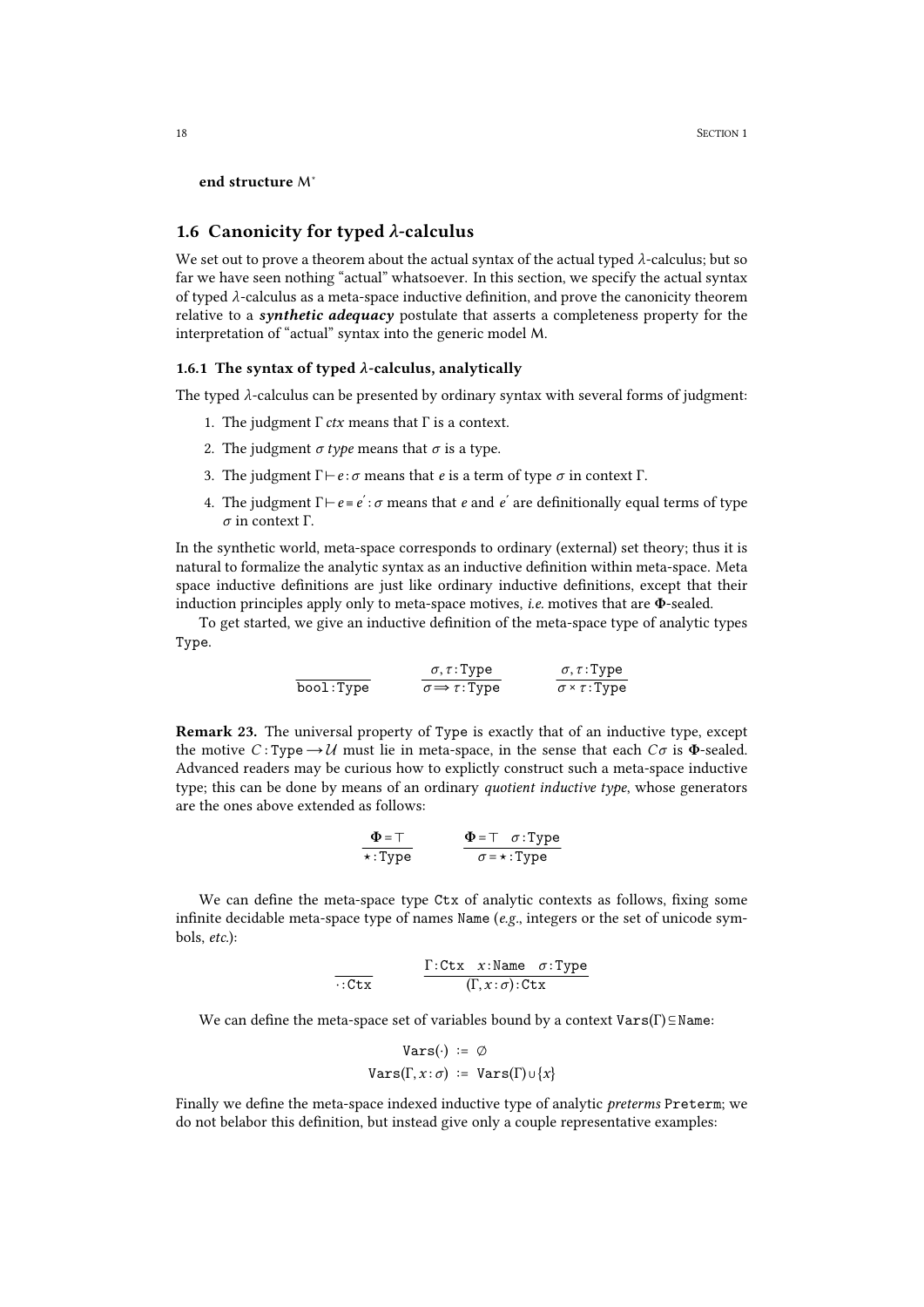**end structure** $\mathsf{M}^*$

## 1.6 Canonicity for typed $\lambda$-calculus

We set out to prove a theorem about the actual syntax of the actual typed $\lambda$-calculus; but so far we have seen nothing "actual" whatsoever. In this section, we specify the actual syntax of typed $\lambda$-calculus as a meta-space inductive definition, and prove the canonicity theorem relative to a ***synthetic adequacy*** postulate that asserts a completeness property for the interpretation of "actual" syntax into the generic model $\mathsf{M}$.

### 1.6.1 The syntax of typed $\lambda$-calculus, analytically

The typed $\lambda$-calculus can be presented by ordinary syntax with several forms of judgment:

1. The judgment $\Gamma$ *ctx* means that $\Gamma$ is a context.
2. The judgment $\sigma$ *type* means that $\sigma$ is a type.
3. The judgment $\Gamma \vdash e : \sigma$ means that $e$ is a term of type $\sigma$ in context $\Gamma$.
4. The judgment $\Gamma \vdash e \equiv e' : \sigma$ means that $e$ and $e'$ are definitionally equal terms of type $\sigma$ in context $\Gamma$.

In the synthetic world, meta-space corresponds to ordinary (external) set theory; thus it is natural to formalize the analytic syntax as an inductive definition within meta-space. Meta space inductive definitions are just like ordinary inductive definitions, except that their induction principles apply only to meta-space motives, *i.e.* motives that are $\mathbf{\Phi}$-sealed.

To get started, we give an inductive definition of the meta-space type of analytic types `Type`.

$$\frac{}{\texttt{bool} : \texttt{Type}} \qquad \frac{\sigma, \tau : \texttt{Type}}{\sigma \Rightarrow \tau : \texttt{Type}} \qquad \frac{\sigma, \tau : \texttt{Type}}{\sigma \times \tau : \texttt{Type}}$$

**Remark 23.** The universal property of `Type` is exactly that of an inductive type, except the motive $C : \texttt{Type} \longrightarrow \mathcal{U}$ must lie in meta-space, in the sense that each $C\sigma$ is $\mathbf{\Phi}$-sealed. Advanced readers may be curious how to explictly construct such a meta-space inductive type; this can be done by means of an ordinary *quotient inductive type*, whose generators are the ones above extended as follows:

$$\frac{\mathbf{\Phi} = \top}{\star : \texttt{Type}} \qquad \frac{\mathbf{\Phi} = \top \quad \sigma : \texttt{Type}}{\sigma = \star : \texttt{Type}}$$

We can define the meta-space type `Ctx` of analytic contexts as follows, fixing some infinite decidable meta-space type of names `Name` (*e.g.*, integers or the set of unicode symbols, *etc.*):

$$\frac{}{\cdot : \texttt{Ctx}} \qquad \frac{\Gamma : \texttt{Ctx} \quad x : \texttt{Name} \quad \sigma : \texttt{Type}}{(\Gamma, x : \sigma) : \texttt{Ctx}}$$

We can define the meta-space set of variables bound by a context $\texttt{Vars}(\Gamma) \subseteq \texttt{Name}$:

$$\begin{aligned} \texttt{Vars}(\cdot) &:= \varnothing \\ \texttt{Vars}(\Gamma, x : \sigma) &:= \texttt{Vars}(\Gamma) \cup \{x\} \end{aligned}$$

Finally we define the meta-space indexed inductive type of analytic *preterms* `Preterm`; we do not belabor this definition, but instead give only a couple representative examples: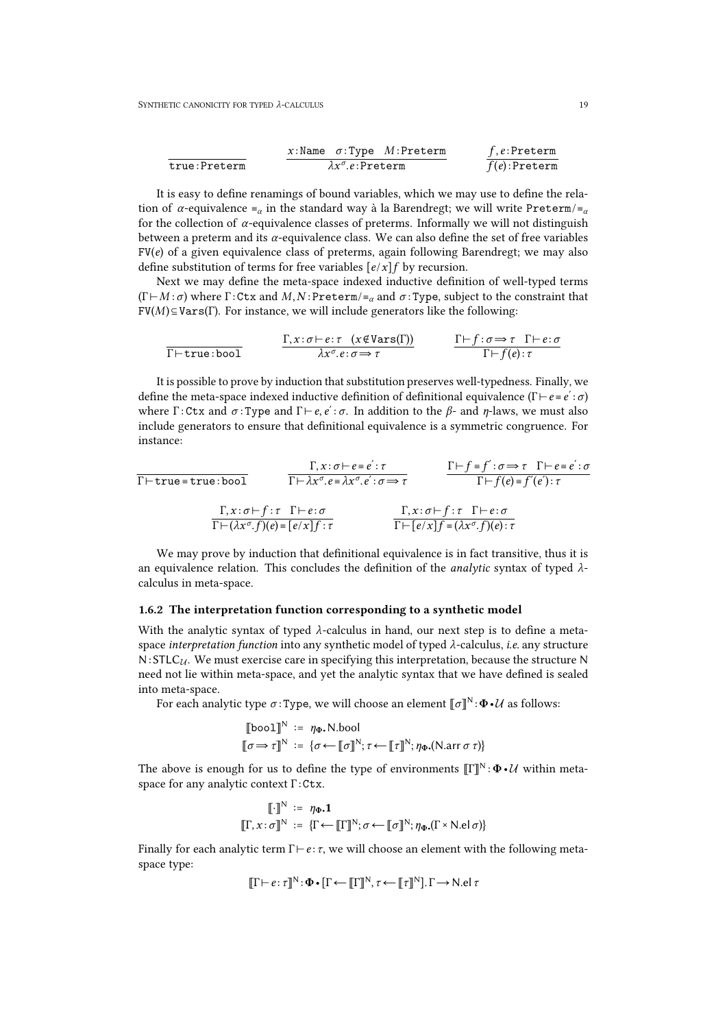$$\frac{}{\texttt{true}:\texttt{Preterm}} \qquad \frac{x:\texttt{Name} \quad \sigma:\texttt{Type} \quad M:\texttt{Preterm}}{\lambda x^\sigma.e:\texttt{Preterm}} \qquad \frac{f,e:\texttt{Preterm}}{f(e):\texttt{Preterm}}$$

It is easy to define renamings of bound variables, which we may use to define the relation of $\alpha$-equivalence $\equiv_\alpha$ in the standard way à la Barendregt; we will write $\texttt{Preterm}/\equiv_\alpha$ for the collection of $\alpha$-equivalence classes of preterms. Informally we will not distinguish between a preterm and its $\alpha$-equivalence class. We can also define the set of free variables $\texttt{FV}(e)$ of a given equivalence class of preterms, again following Barendregt; we may also define substitution of terms for free variables $[e/x]f$ by recursion.

Next we may define the meta-space indexed inductive definition of well-typed terms $(\Gamma \vdash M:\sigma)$ where $\Gamma:\texttt{Ctx}$ and $M,N:\texttt{Preterm}/\equiv_\alpha$ and $\sigma:\texttt{Type}$, subject to the constraint that $\texttt{FV}(M) \subseteq \texttt{Vars}(\Gamma)$. For instance, we will include generators like the following:

$$\frac{}{\Gamma \vdash \texttt{true}:\texttt{bool}} \qquad \frac{\Gamma, x:\sigma \vdash e:\tau \quad (x \notin \texttt{Vars}(\Gamma))}{\lambda x^\sigma.e:\sigma \Rightarrow \tau} \qquad \frac{\Gamma \vdash f:\sigma \Rightarrow \tau \quad \Gamma \vdash e:\sigma}{\Gamma \vdash f(e):\tau}$$

It is possible to prove by induction that substitution preserves well-typedness. Finally, we define the meta-space indexed inductive definition of definitional equivalence $(\Gamma \vdash e \equiv e':\sigma)$ where $\Gamma:\texttt{Ctx}$ and $\sigma:\texttt{Type}$ and $\Gamma \vdash e, e':\sigma$. In addition to the $\beta$- and $\eta$-laws, we must also include generators to ensure that definitional equivalence is a symmetric congruence. For instance:

$$\frac{}{\Gamma \vdash \texttt{true} \equiv \texttt{true}:\texttt{bool}} \qquad \frac{\Gamma, x:\sigma \vdash e \equiv e':\tau}{\Gamma \vdash \lambda x^\sigma.e \equiv \lambda x^\sigma.e':\sigma \Rightarrow \tau} \qquad \frac{\Gamma \vdash f \equiv f':\sigma \Rightarrow \tau \quad \Gamma \vdash e \equiv e':\sigma}{\Gamma \vdash f(e) \equiv f'(e'):\tau}$$

$$\frac{\Gamma, x:\sigma \vdash f:\tau \quad \Gamma \vdash e:\sigma}{\Gamma \vdash (\lambda x^\sigma.f)(e) \equiv [e/x]f:\tau} \qquad \frac{\Gamma, x:\sigma \vdash f:\tau \quad \Gamma \vdash e:\sigma}{\Gamma \vdash [e/x]f \equiv (\lambda x^\sigma.f)(e):\tau}$$

We may prove by induction that definitional equivalence is in fact transitive, thus it is an equivalence relation. This concludes the definition of the *analytic* syntax of typed $\lambda$-calculus in meta-space.

### 1.6.2 The interpretation function corresponding to a synthetic model

With the analytic syntax of typed $\lambda$-calculus in hand, our next step is to define a meta-space *interpretation function* into any synthetic model of typed $\lambda$-calculus, *i.e.* any structure $\mathsf{N}:\mathsf{STLC}_{\mathcal{U}}$. We must exercise care in specifying this interpretation, because the structure $\mathsf{N}$ need not lie within meta-space, and yet the analytic syntax that we have defined is sealed into meta-space.

For each analytic type $\sigma:\texttt{Type}$, we will choose an element $[\![\sigma]\!]^{\mathsf{N}}:\mathbf{\Phi} \bullet \mathcal{U}$ as follows:

$$\begin{aligned}
[\![\texttt{bool}]\!]^{\mathsf{N}} &:= \eta_{\mathbf{\Phi}}.\mathsf{N}.\mathsf{bool} \\
[\![\sigma \Rightarrow \tau]\!]^{\mathsf{N}} &:= \{\sigma \leftarrow [\![\sigma]\!]^{\mathsf{N}}; \tau \leftarrow [\![\tau]\!]^{\mathsf{N}}; \eta_{\mathbf{\Phi}}.(\mathsf{N}.\mathsf{arr}\ \sigma\ \tau)\}
\end{aligned}$$

The above is enough for us to define the type of environments $[\![\Gamma]\!]^{\mathsf{N}}:\mathbf{\Phi} \bullet \mathcal{U}$ within meta-space for any analytic context $\Gamma:\texttt{Ctx}$.

$$\begin{aligned}
[\![\cdot]\!]^{\mathsf{N}} &:= \eta_{\mathbf{\Phi}}.\mathbf{1} \\
[\![\Gamma, x:\sigma]\!]^{\mathsf{N}} &:= \{\Gamma \leftarrow [\![\Gamma]\!]^{\mathsf{N}}; \sigma \leftarrow [\![\sigma]\!]^{\mathsf{N}}; \eta_{\mathbf{\Phi}}.(\Gamma \times \mathsf{N}.\mathsf{el}\,\sigma)\}
\end{aligned}$$

Finally for each analytic term $\Gamma \vdash e:\tau$, we will choose an element with the following meta-space type:

$$[\![\Gamma \vdash e:\tau]\!]^{\mathsf{N}}:\mathbf{\Phi} \bullet [\Gamma \leftarrow [\![\Gamma]\!]^{\mathsf{N}}, \tau \leftarrow [\![\tau]\!]^{\mathsf{N}}].\,\Gamma \to \mathsf{N}.\mathsf{el}\,\tau$$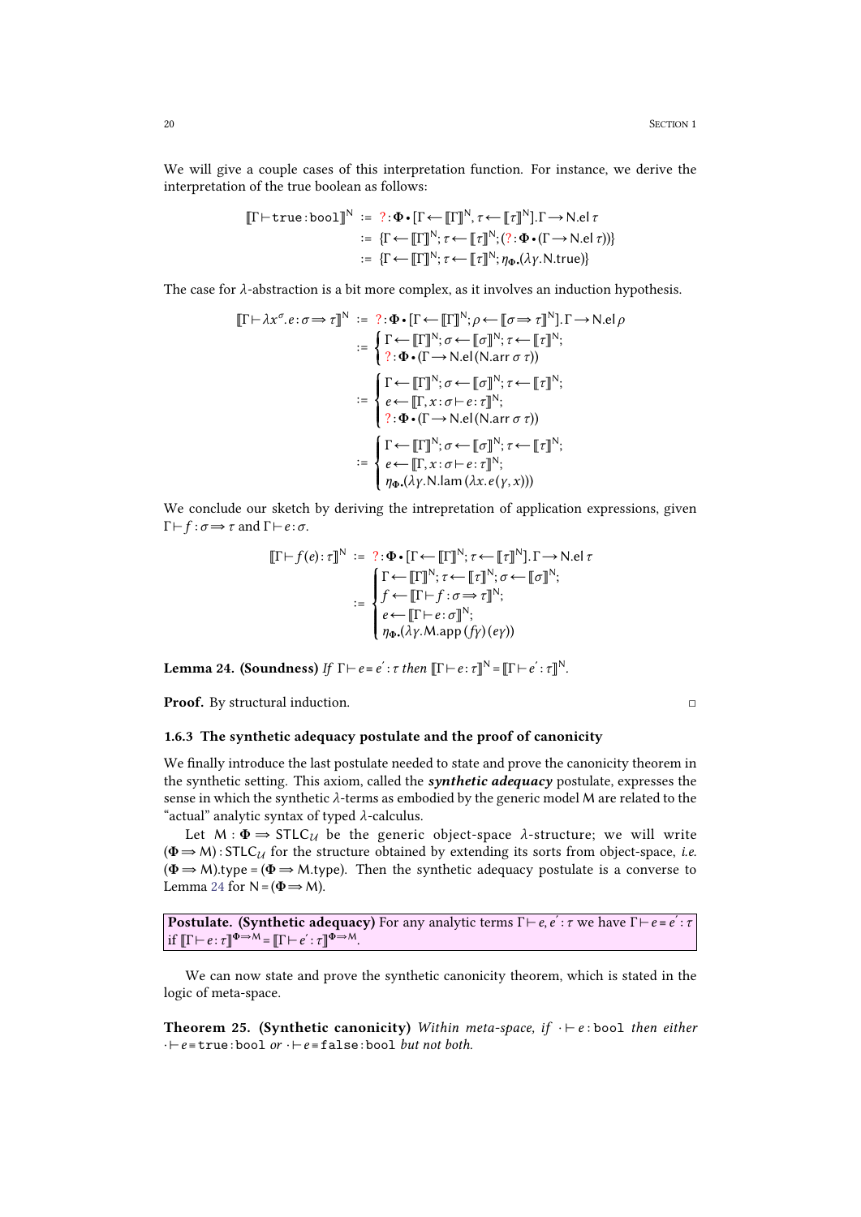We will give a couple cases of this interpretation function. For instance, we derive the interpretation of the true boolean as follows:

$$\begin{aligned}
[\![\Gamma \vdash \texttt{true} : \texttt{bool}]\!]^{\mathsf{N}} &:= \; ? : \mathbf{\Phi} \bullet [\Gamma \leftarrow [\![\Gamma]\!]^{\mathsf{N}}, \tau \leftarrow [\![\tau]\!]^{\mathsf{N}}].\Gamma \longrightarrow \mathsf{N}.\mathsf{el}\,\tau \\
&:= \{\Gamma \leftarrow [\![\Gamma]\!]^{\mathsf{N}}; \tau \leftarrow [\![\tau]\!]^{\mathsf{N}}; (? : \mathbf{\Phi} \bullet (\Gamma \longrightarrow \mathsf{N}.\mathsf{el}\,\tau))\} \\
&:= \{\Gamma \leftarrow [\![\Gamma]\!]^{\mathsf{N}}; \tau \leftarrow [\![\tau]\!]^{\mathsf{N}}; \eta_{\mathbf{\Phi}\bullet}(\lambda\gamma.\mathsf{N}.\mathsf{true})\}
\end{aligned}$$

The case for $\lambda$-abstraction is a bit more complex, as it involves an induction hypothesis.

$$\begin{aligned}
[\![\Gamma \vdash \lambda x^{\sigma}.e : \sigma \Longrightarrow \tau]\!]^{\mathsf{N}} &:= \; ? : \mathbf{\Phi} \bullet [\Gamma \leftarrow [\![\Gamma]\!]^{\mathsf{N}}; \rho \leftarrow [\![\sigma \Longrightarrow \tau]\!]^{\mathsf{N}}].\Gamma \longrightarrow \mathsf{N}.\mathsf{el}\,\rho \\
&:= \begin{cases} \Gamma \leftarrow [\![\Gamma]\!]^{\mathsf{N}}; \sigma \leftarrow [\![\sigma]\!]^{\mathsf{N}}; \tau \leftarrow [\![\tau]\!]^{\mathsf{N}}; \\ ? : \mathbf{\Phi} \bullet (\Gamma \longrightarrow \mathsf{N}.\mathsf{el}\,(\mathsf{N}.\mathsf{arr}\,\sigma\,\tau)) \end{cases} \\
&:= \begin{cases} \Gamma \leftarrow [\![\Gamma]\!]^{\mathsf{N}}; \sigma \leftarrow [\![\sigma]\!]^{\mathsf{N}}; \tau \leftarrow [\![\tau]\!]^{\mathsf{N}}; \\ e \leftarrow [\![\Gamma, x : \sigma \vdash e : \tau]\!]^{\mathsf{N}}; \\ ? : \mathbf{\Phi} \bullet (\Gamma \longrightarrow \mathsf{N}.\mathsf{el}\,(\mathsf{N}.\mathsf{arr}\,\sigma\,\tau)) \end{cases} \\
&:= \begin{cases} \Gamma \leftarrow [\![\Gamma]\!]^{\mathsf{N}}; \sigma \leftarrow [\![\sigma]\!]^{\mathsf{N}}; \tau \leftarrow [\![\tau]\!]^{\mathsf{N}}; \\ e \leftarrow [\![\Gamma, x : \sigma \vdash e : \tau]\!]^{\mathsf{N}}; \\ \eta_{\mathbf{\Phi}\bullet}(\lambda\gamma.\mathsf{N}.\mathsf{lam}\,(\lambda x.e\,(\gamma, x))) \end{cases}
\end{aligned}$$

We conclude our sketch by deriving the intrepretation of application expressions, given $\Gamma \vdash f : \sigma \Longrightarrow \tau$ and $\Gamma \vdash e : \sigma$.

$$\begin{aligned}
[\![\Gamma \vdash f(e) : \tau]\!]^{\mathsf{N}} &:= \; ? : \mathbf{\Phi} \bullet [\Gamma \leftarrow [\![\Gamma]\!]^{\mathsf{N}}; \tau \leftarrow [\![\tau]\!]^{\mathsf{N}}].\Gamma \longrightarrow \mathsf{N}.\mathsf{el}\,\tau \\
&:= \begin{cases} \Gamma \leftarrow [\![\Gamma]\!]^{\mathsf{N}}; \tau \leftarrow [\![\tau]\!]^{\mathsf{N}}; \sigma \leftarrow [\![\sigma]\!]^{\mathsf{N}}; \\ f \leftarrow [\![\Gamma \vdash f : \sigma \Longrightarrow \tau]\!]^{\mathsf{N}}; \\ e \leftarrow [\![\Gamma \vdash e : \sigma]\!]^{\mathsf{N}}; \\ \eta_{\mathbf{\Phi}\bullet}(\lambda\gamma.\mathsf{M}.\mathsf{app}\,(f\gamma)\,(e\gamma)) \end{cases}
\end{aligned}$$

**Lemma 24. (Soundness)** *If* $\Gamma \vdash e \equiv e' : \tau$ *then* $[\![\Gamma \vdash e : \tau]\!]^{\mathsf{N}} = [\![\Gamma \vdash e' : \tau]\!]^{\mathsf{N}}$.

**Proof.** By structural induction. □

### 1.6.3 The synthetic adequacy postulate and the proof of canonicity

We finally introduce the last postulate needed to state and prove the canonicity theorem in the synthetic setting. This axiom, called the ***synthetic adequacy*** postulate, expresses the sense in which the synthetic $\lambda$-terms as embodied by the generic model $\mathsf{M}$ are related to the "actual" analytic syntax of typed $\lambda$-calculus.

Let $\mathsf{M} : \mathbf{\Phi} \Longrightarrow \mathsf{STLC}_{\mathcal{U}}$ be the generic object-space $\lambda$-structure; we will write $(\mathbf{\Phi} \Longrightarrow \mathsf{M}) : \mathsf{STLC}_{\mathcal{U}}$ for the structure obtained by extending its sorts from object-space, *i.e.* $(\mathbf{\Phi} \Longrightarrow \mathsf{M}).\mathsf{type} = (\mathbf{\Phi} \Longrightarrow \mathsf{M}.\mathsf{type})$. Then the synthetic adequacy postulate is a converse to Lemma 24 for $\mathsf{N} = (\mathbf{\Phi} \Longrightarrow \mathsf{M})$.

**Postulate. (Synthetic adequacy)** For any analytic terms $\Gamma \vdash e, e' : \tau$ we have $\Gamma \vdash e \equiv e' : \tau$ if $[\![\Gamma \vdash e : \tau]\!]^{\mathbf{\Phi} \Rightarrow \mathsf{M}} = [\![\Gamma \vdash e' : \tau]\!]^{\mathbf{\Phi} \Rightarrow \mathsf{M}}$.

We can now state and prove the synthetic canonicity theorem, which is stated in the logic of meta-space.

**Theorem 25. (Synthetic canonicity)** *Within meta-space, if* $\cdot \vdash e : \texttt{bool}$ *then either* $\cdot \vdash e \equiv \texttt{true} : \texttt{bool}$ *or* $\cdot \vdash e \equiv \texttt{false} : \texttt{bool}$ *but not both.*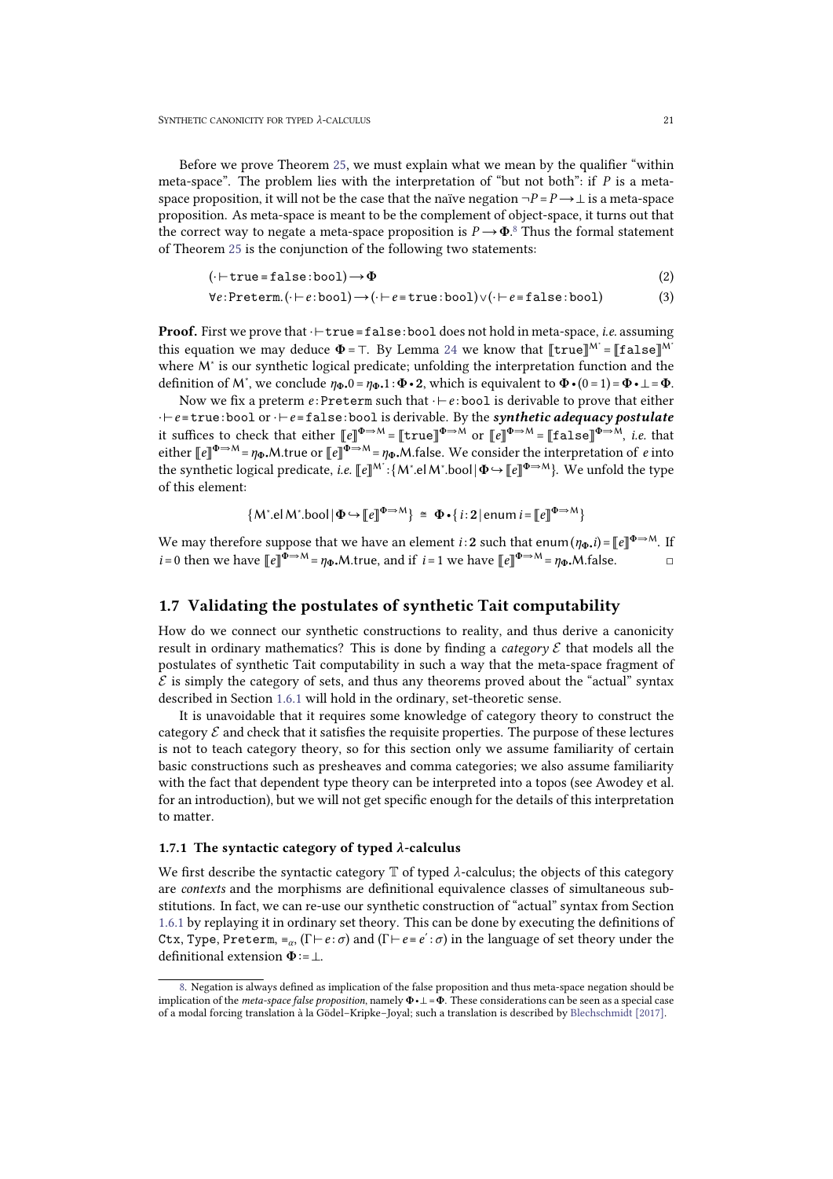Before we prove Theorem 25, we must explain what we mean by the qualifier "within meta-space". The problem lies with the interpretation of "but not both": if $P$ is a meta-space proposition, it will not be the case that the naïve negation $\neg P = P \to \bot$ is a meta-space proposition. As meta-space is meant to be the complement of object-space, it turns out that the correct way to negate a meta-space proposition is $P \to \mathbf{\Phi}$.[8] Thus the formal statement of Theorem 25 is the conjunction of the following two statements:

$$(\cdot \vdash \texttt{true} \equiv \texttt{false} : \texttt{bool}) \to \mathbf{\Phi} \tag{2}$$

$$\forall e : \texttt{Preterm}. (\cdot \vdash e : \texttt{bool}) \to (\cdot \vdash e \equiv \texttt{true} : \texttt{bool}) \vee (\cdot \vdash e \equiv \texttt{false} : \texttt{bool}) \tag{3}$$

**Proof.** First we prove that $\cdot \vdash \texttt{true} \equiv \texttt{false} : \texttt{bool}$ does not hold in meta-space, *i.e.* assuming this equation we may deduce $\mathbf{\Phi} = \top$. By Lemma 24 we know that $[\![\texttt{true}]\!]^{\mathsf{M}^*} = [\![\texttt{false}]\!]^{\mathsf{M}^*}$ where $\mathsf{M}^*$ is our synthetic logical predicate; unfolding the interpretation function and the definition of $\mathsf{M}^*$, we conclude $\eta_{\mathbf{\Phi}}.0 = \eta_{\mathbf{\Phi}}.1 : \mathbf{\Phi} \bullet \mathbf{2}$, which is equivalent to $\mathbf{\Phi} \bullet (0 = 1) = \mathbf{\Phi} \bullet \bot = \mathbf{\Phi}$.

Now we fix a preterm $e : \texttt{Preterm}$ such that $\cdot \vdash e : \texttt{bool}$ is derivable to prove that either $\cdot \vdash e \equiv \texttt{true} : \texttt{bool}$ or $\cdot \vdash e \equiv \texttt{false} : \texttt{bool}$ is derivable. By the ***synthetic adequacy postulate*** it suffices to check that either $[\![e]\!]^{\mathbf{\Phi} \Rightarrow \mathsf{M}} = [\![\texttt{true}]\!]^{\mathbf{\Phi} \Rightarrow \mathsf{M}}$ or $[\![e]\!]^{\mathbf{\Phi} \Rightarrow \mathsf{M}} = [\![\texttt{false}]\!]^{\mathbf{\Phi} \Rightarrow \mathsf{M}}$, *i.e.* that either $[\![e]\!]^{\mathbf{\Phi} \Rightarrow \mathsf{M}} = \eta_{\mathbf{\Phi}}.\mathsf{M}.\mathsf{true}$ or $[\![e]\!]^{\mathbf{\Phi} \Rightarrow \mathsf{M}} = \eta_{\mathbf{\Phi}}.\mathsf{M}.\mathsf{false}$. We consider the interpretation of $e$ into the synthetic logical predicate, *i.e.* $[\![e]\!]^{\mathsf{M}^*} : \{\mathsf{M}^*.\mathsf{el}\, \mathsf{M}^*.\mathsf{bool} \mid \mathbf{\Phi} \hookrightarrow [\![e]\!]^{\mathbf{\Phi} \Rightarrow \mathsf{M}}\}$. We unfold the type of this element:

$$\{\mathsf{M}^*.\mathsf{el}\, \mathsf{M}^*.\mathsf{bool} \mid \mathbf{\Phi} \hookrightarrow [\![e]\!]^{\mathbf{\Phi} \Rightarrow \mathsf{M}}\} \cong \mathbf{\Phi} \bullet \{ i : \mathbf{2} \mid \mathsf{enum}\, i = [\![e]\!]^{\mathbf{\Phi} \Rightarrow \mathsf{M}}\}$$

We may therefore suppose that we have an element $i : \mathbf{2}$ such that $\mathsf{enum}\,(\eta_{\mathbf{\Phi}}.i) = [\![e]\!]^{\mathbf{\Phi} \Rightarrow \mathsf{M}}$. If $i = 0$ then we have $[\![e]\!]^{\mathbf{\Phi} \Rightarrow \mathsf{M}} = \eta_{\mathbf{\Phi}}.\mathsf{M}.\mathsf{true}$, and if $i = 1$ we have $[\![e]\!]^{\mathbf{\Phi} \Rightarrow \mathsf{M}} = \eta_{\mathbf{\Phi}}.\mathsf{M}.\mathsf{false}$. □

## 1.7 Validating the postulates of synthetic Tait computability

How do we connect our synthetic constructions to reality, and thus derive a canonicity result in ordinary mathematics? This is done by finding a *category* $\mathcal{E}$ that models all the postulates of synthetic Tait computability in such a way that the meta-space fragment of $\mathcal{E}$ is simply the category of sets, and thus any theorems proved about the "actual" syntax described in Section 1.6.1 will hold in the ordinary, set-theoretic sense.

It is unavoidable that it requires some knowledge of category theory to construct the category $\mathcal{E}$ and check that it satisfies the requisite properties. The purpose of these lectures is not to teach category theory, so for this section only we assume familiarity of certain basic constructions such as presheaves and comma categories; we also assume familiarity with the fact that dependent type theory can be interpreted into a topos (see Awodey et al. for an introduction), but we will not get specific enough for the details of this interpretation to matter.

### 1.7.1 The syntactic category of typed λ-calculus

We first describe the syntactic category $\mathbb{T}$ of typed $\lambda$-calculus; the objects of this category are *contexts* and the morphisms are definitional equivalence classes of simultaneous substitutions. In fact, we can re-use our synthetic construction of "actual" syntax from Section 1.6.1 by replaying it in ordinary set theory. This can be done by executing the definitions of $\texttt{Ctx}$, $\texttt{Type}$, $\texttt{Preterm}$, $\equiv_\alpha$, $(\Gamma \vdash e : \sigma)$ and $(\Gamma \vdash e \equiv e' : \sigma)$ in the language of set theory under the definitional extension $\mathbf{\Phi} := \bot$.

---

[8] Negation is always defined as implication of the false proposition and thus meta-space negation should be implication of the *meta-space false proposition*, namely $\mathbf{\Phi} \bullet \bot = \mathbf{\Phi}$. These considerations can be seen as a special case of a modal forcing translation à la Gödel–Kripke–Joyal; such a translation is described by Blechschmidt [2017].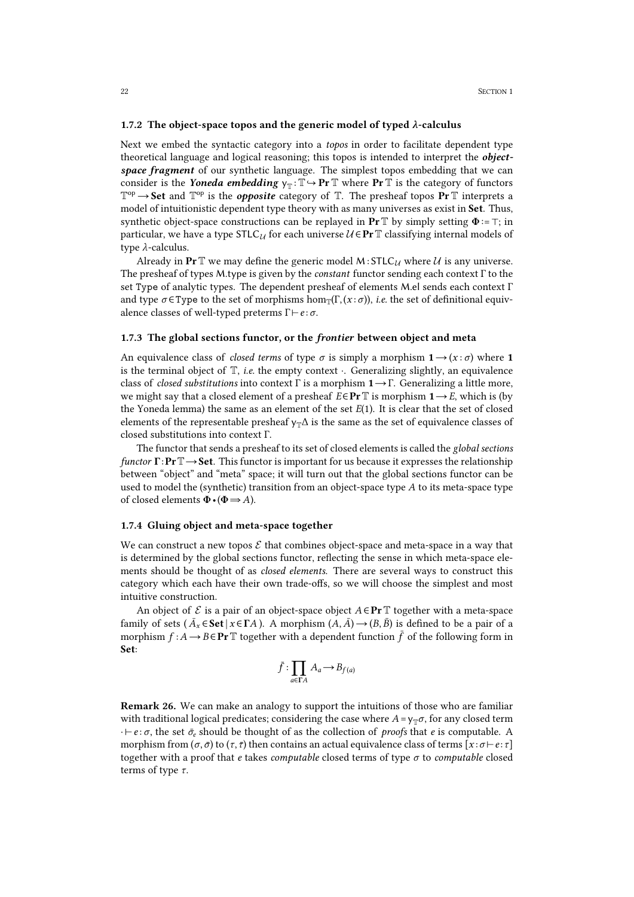### 1.7.2 The object-space topos and the generic model of typed $\lambda$-calculus

Next we embed the syntactic category into a *topos* in order to facilitate dependent type theoretical language and logical reasoning; this topos is intended to interpret the ***object-space fragment*** of our synthetic language. The simplest topos embedding that we can consider is the ***Yoneda embedding*** $\mathsf{y}_{\mathbb{T}} : \mathbb{T} \hookrightarrow \mathbf{Pr}\,\mathbb{T}$ where $\mathbf{Pr}\,\mathbb{T}$ is the category of functors $\mathbb{T}^{\mathrm{op}} \to \mathbf{Set}$ and $\mathbb{T}^{\mathrm{op}}$ is the ***opposite*** category of $\mathbb{T}$. The presheaf topos $\mathbf{Pr}\,\mathbb{T}$ interprets a model of intuitionistic dependent type theory with as many universes as exist in $\mathbf{Set}$. Thus, synthetic object-space constructions can be replayed in $\mathbf{Pr}\,\mathbb{T}$ by simply setting $\mathbf{\Phi} := \top$; in particular, we have a type $\mathsf{STLC}_{\mathcal{U}}$ for each universe $\mathcal{U} \in \mathbf{Pr}\,\mathbb{T}$ classifying internal models of type $\lambda$-calculus.

Already in $\mathbf{Pr}\,\mathbb{T}$ we may define the generic model $\mathsf{M} : \mathsf{STLC}_{\mathcal{U}}$ where $\mathcal{U}$ is any universe. The presheaf of types M.type is given by the *constant* functor sending each context $\Gamma$ to the set Type of analytic types. The dependent presheaf of elements M.el sends each context $\Gamma$ and type $\sigma \in \mathtt{Type}$ to the set of morphisms $\hom_{\mathbb{T}}(\Gamma, (x : \sigma))$, *i.e.* the set of definitional equivalence classes of well-typed preterms $\Gamma \vdash e : \sigma$.

### 1.7.3 The global sections functor, or the *frontier* between object and meta

An equivalence class of *closed terms* of type $\sigma$ is simply a morphism $\mathbf{1} \to (x : \sigma)$ where $\mathbf{1}$ is the terminal object of $\mathbb{T}$, *i.e.* the empty context $\cdot$. Generalizing slightly, an equivalence class of *closed substitutions* into context $\Gamma$ is a morphism $\mathbf{1} \to \Gamma$. Generalizing a little more, we might say that a closed element of a presheaf $E \in \mathbf{Pr}\,\mathbb{T}$ is morphism $\mathbf{1} \to E$, which is (by the Yoneda lemma) the same as an element of the set $E(1)$. It is clear that the set of closed elements of the representable presheaf $\mathsf{y}_{\mathbb{T}}\Delta$ is the same as the set of equivalence classes of closed substitutions into context $\Gamma$.

The functor that sends a presheaf to its set of closed elements is called the *global sections functor* $\mathbf{\Gamma} : \mathbf{Pr}\,\mathbb{T} \to \mathbf{Set}$. This functor is important for us because it expresses the relationship between "object" and "meta" space; it will turn out that the global sections functor can be used to model the (synthetic) transition from an object-space type $A$ to its meta-space type of closed elements $\mathbf{\Phi} \bullet (\mathbf{\Phi} \Rightarrow A)$.

### 1.7.4 Gluing object and meta-space together

We can construct a new topos $\mathcal{E}$ that combines object-space and meta-space in a way that is determined by the global sections functor, reflecting the sense in which meta-space elements should be thought of as *closed elements*. There are several ways to construct this category which each have their own trade-offs, so we will choose the simplest and most intuitive construction.

An object of $\mathcal{E}$ is a pair of an object-space object $A \in \mathbf{Pr}\,\mathbb{T}$ together with a meta-space family of sets $(\bar{A}_x \in \mathbf{Set} \mid x \in \mathbf{\Gamma} A)$. A morphism $(A, \bar{A}) \to (B, \bar{B})$ is defined to be a pair of a morphism $f : A \to B \in \mathbf{Pr}\,\mathbb{T}$ together with a dependent function $\bar{f}$ of the following form in $\mathbf{Set}$:

$$\bar{f} : \prod_{a \in \mathbf{\Gamma} A} A_a \to B_{f(a)}$$

**Remark 26.** We can make an analogy to support the intuitions of those who are familiar with traditional logical predicates; considering the case where $A = \mathsf{y}_{\mathbb{T}}\sigma$, for any closed term $\cdot \vdash e : \sigma$, the set $\bar{\sigma}_e$ should be thought of as the collection of *proofs* that $e$ is computable. A morphism from $(\sigma, \bar{\sigma})$ to $(\tau, \bar{\tau})$ then contains an actual equivalence class of terms $[x : \sigma \vdash e : \tau]$ together with a proof that $e$ takes *computable* closed terms of type $\sigma$ to *computable* closed terms of type $\tau$.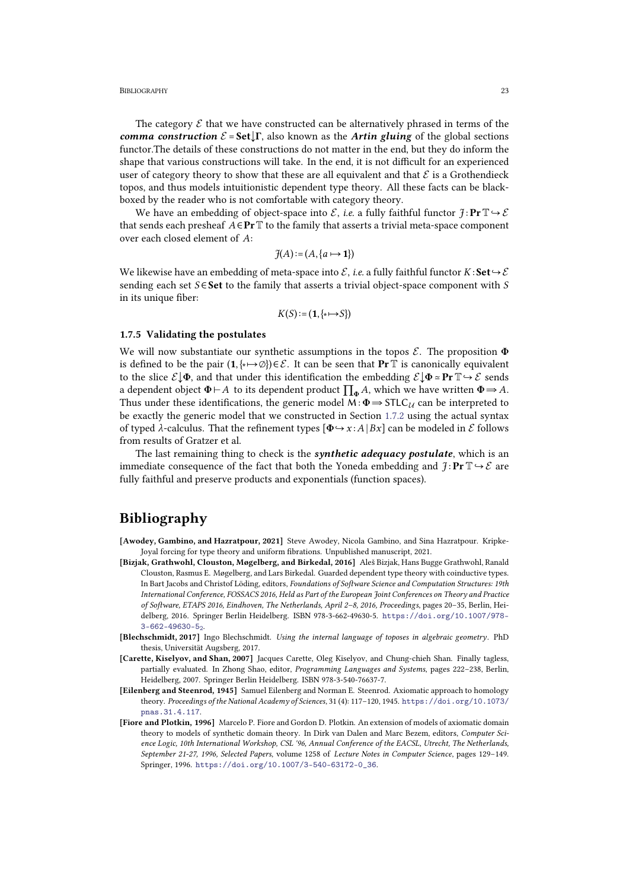The category $\mathcal{E}$ that we have constructed can be alternatively phrased in terms of the ***comma construction*** $\mathcal{E} = \mathbf{Set}\downarrow\mathbf{\Gamma}$, also known as the ***Artin gluing*** of the global sections functor.The details of these constructions do not matter in the end, but they do inform the shape that various constructions will take. In the end, it is not difficult for an experienced user of category theory to show that these are all equivalent and that $\mathcal{E}$ is a Grothendieck topos, and thus models intuitionistic dependent type theory. All these facts can be black-boxed by the reader who is not comfortable with category theory.

We have an embedding of object-space into $\mathcal{E}$, *i.e.* a fully faithful functor $\mathcal{J} : \mathbf{Pr}\,\mathbb{T} \hookrightarrow \mathcal{E}$ that sends each presheaf $A \in \mathbf{Pr}\,\mathbb{T}$ to the family that asserts a trivial meta-space component over each closed element of $A$:

$$\mathcal{J}(A) := (A, \{a \mapsto \mathbf{1}\})$$

We likewise have an embedding of meta-space into $\mathcal{E}$, *i.e.* a fully faithful functor $K : \mathbf{Set} \hookrightarrow \mathcal{E}$ sending each set $S \in \mathbf{Set}$ to the family that asserts a trivial object-space component with $S$ in its unique fiber:

$$K(S) := (\mathbf{1}, \{* \mapsto S\})$$

### 1.7.5 Validating the postulates

We will now substantiate our synthetic assumptions in the topos $\mathcal{E}$. The proposition $\mathbf{\Phi}$ is defined to be the pair $(\mathbf{1}, \{* \mapsto \varnothing\}) \in \mathcal{E}$. It can be seen that $\mathbf{Pr}\,\mathbb{T}$ is canonically equivalent to the slice $\mathcal{E}\downarrow\mathbf{\Phi}$, and that under this identification the embedding $\mathcal{E}\downarrow\mathbf{\Phi} \simeq \mathbf{Pr}\,\mathbb{T} \hookrightarrow \mathcal{E}$ sends a dependent object $\mathbf{\Phi} \vdash A$ to its dependent product $\prod_{\mathbf{\Phi}} A$, which we have written $\mathbf{\Phi} \Longrightarrow A$. Thus under these identifications, the generic model $\mathsf{M} : \mathbf{\Phi} \Longrightarrow \mathsf{STLC}_{\mathcal{U}}$ can be interpreted to be exactly the generic model that we constructed in Section 1.7.2 using the actual syntax of typed $\lambda$-calculus. That the refinement types $[\mathbf{\Phi} \hookrightarrow x : A \mid Bx]$ can be modeled in $\mathcal{E}$ follows from results of Gratzer et al.

The last remaining thing to check is the ***synthetic adequacy postulate***, which is an immediate consequence of the fact that both the Yoneda embedding and $\mathcal{J} : \mathbf{Pr}\,\mathbb{T} \hookrightarrow \mathcal{E}$ are fully faithful and preserve products and exponentials (function spaces).

## Bibliography

**[Awodey, Gambino, and Hazratpour, 2021]** Steve Awodey, Nicola Gambino, and Sina Hazratpour. Kripke-Joyal forcing for type theory and uniform fibrations. Unpublished manuscript, 2021.

**[Bizjak, Grathwohl, Clouston, Møgelberg, and Birkedal, 2016]** Aleš Bizjak, Hans Bugge Grathwohl, Ronald Clouston, Rasmus E. Møgelberg, and Lars Birkedal. Guarded dependent type theory with coinductive types. In Bart Jacobs and Christof Löding, editors, *Foundations of Software Science and Computation Structures: 19th International Conference, FOSSACS 2016, Held as Part of the European Joint Conferences on Theory and Practice of Software, ETAPS 2016, Eindhoven, The Netherlands, April 2–8, 2016, Proceedings*, pages 20–35, Berlin, Heidelberg, 2016. Springer Berlin Heidelberg. ISBN 978-3-662-49630-5. https://doi.org/10.1007/978-3-662-49630-5_2.

**[Blechschmidt, 2017]** Ingo Blechschmidt. *Using the internal language of toposes in algebraic geometry*. PhD thesis, Universität Augsberg, 2017.

**[Carette, Kiselyov, and Shan, 2007]** Jacques Carette, Oleg Kiselyov, and Chung-chieh Shan. Finally tagless, partially evaluated. In Zhong Shao, editor, *Programming Languages and Systems*, pages 222–238, Berlin, Heidelberg, 2007. Springer Berlin Heidelberg. ISBN 978-3-540-76637-7.

**[Eilenberg and Steenrod, 1945]** Samuel Eilenberg and Norman E. Steenrod. Axiomatic approach to homology theory. *Proceedings of the National Academy of Sciences*, 31 (4): 117–120, 1945. https://doi.org/10.1073/pnas.31.4.117.

**[Fiore and Plotkin, 1996]** Marcelo P. Fiore and Gordon D. Plotkin. An extension of models of axiomatic domain theory to models of synthetic domain theory. In Dirk van Dalen and Marc Bezem, editors, *Computer Science Logic, 10th International Workshop, CSL '96, Annual Conference of the EACSL, Utrecht, The Netherlands, September 21-27, 1996, Selected Papers*, volume 1258 of *Lecture Notes in Computer Science*, pages 129–149. Springer, 1996. https://doi.org/10.1007/3-540-63172-0_36.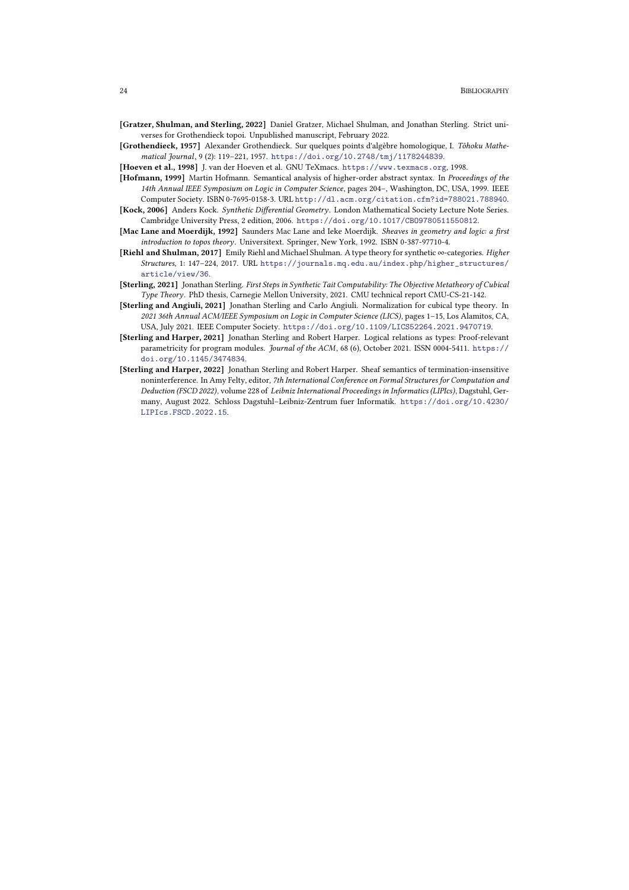**[Gratzer, Shulman, and Sterling, 2022]** Daniel Gratzer, Michael Shulman, and Jonathan Sterling. Strict universes for Grothendieck topoi. Unpublished manuscript, February 2022.

**[Grothendieck, 1957]** Alexander Grothendieck. Sur quelques points d'algèbre homologique, I. *Tôhoku Mathematical Journal*, 9 (2): 119–221, 1957. https://doi.org/10.2748/tmj/1178244839.

**[Hoeven et al., 1998]** J. van der Hoeven et al. GNU TeXmacs. https://www.texmacs.org, 1998.

**[Hofmann, 1999]** Martin Hofmann. Semantical analysis of higher-order abstract syntax. In *Proceedings of the 14th Annual IEEE Symposium on Logic in Computer Science*, pages 204–, Washington, DC, USA, 1999. IEEE Computer Society. ISBN 0-7695-0158-3. URL http://dl.acm.org/citation.cfm?id=788021.788940.

**[Kock, 2006]** Anders Kock. *Synthetic Differential Geometry*. London Mathematical Society Lecture Note Series. Cambridge University Press, 2 edition, 2006. https://doi.org/10.1017/CBO9780511550812.

**[Mac Lane and Moerdijk, 1992]** Saunders Mac Lane and Ieke Moerdijk. *Sheaves in geometry and logic: a first introduction to topos theory*. Universitext. Springer, New York, 1992. ISBN 0-387-97710-4.

**[Riehl and Shulman, 2017]** Emily Riehl and Michael Shulman. A type theory for synthetic $\infty$-categories. *Higher Structures*, 1: 147–224, 2017. URL https://journals.mq.edu.au/index.php/higher_structures/article/view/36.

**[Sterling, 2021]** Jonathan Sterling. *First Steps in Synthetic Tait Computability: The Objective Metatheory of Cubical Type Theory*. PhD thesis, Carnegie Mellon University, 2021. CMU technical report CMU-CS-21-142.

**[Sterling and Angiuli, 2021]** Jonathan Sterling and Carlo Angiuli. Normalization for cubical type theory. In *2021 36th Annual ACM/IEEE Symposium on Logic in Computer Science (LICS)*, pages 1–15, Los Alamitos, CA, USA, July 2021. IEEE Computer Society. https://doi.org/10.1109/LICS52264.2021.9470719.

**[Sterling and Harper, 2021]** Jonathan Sterling and Robert Harper. Logical relations as types: Proof-relevant parametricity for program modules. *Journal of the ACM*, 68 (6), October 2021. ISSN 0004-5411. https://doi.org/10.1145/3474834.

**[Sterling and Harper, 2022]** Jonathan Sterling and Robert Harper. Sheaf semantics of termination-insensitive noninterference. In Amy Felty, editor, *7th International Conference on Formal Structures for Computation and Deduction (FSCD 2022)*, volume 228 of *Leibniz International Proceedings in Informatics (LIPIcs)*, Dagstuhl, Germany, August 2022. Schloss Dagstuhl–Leibniz-Zentrum fuer Informatik. https://doi.org/10.4230/LIPIcs.FSCD.2022.15.